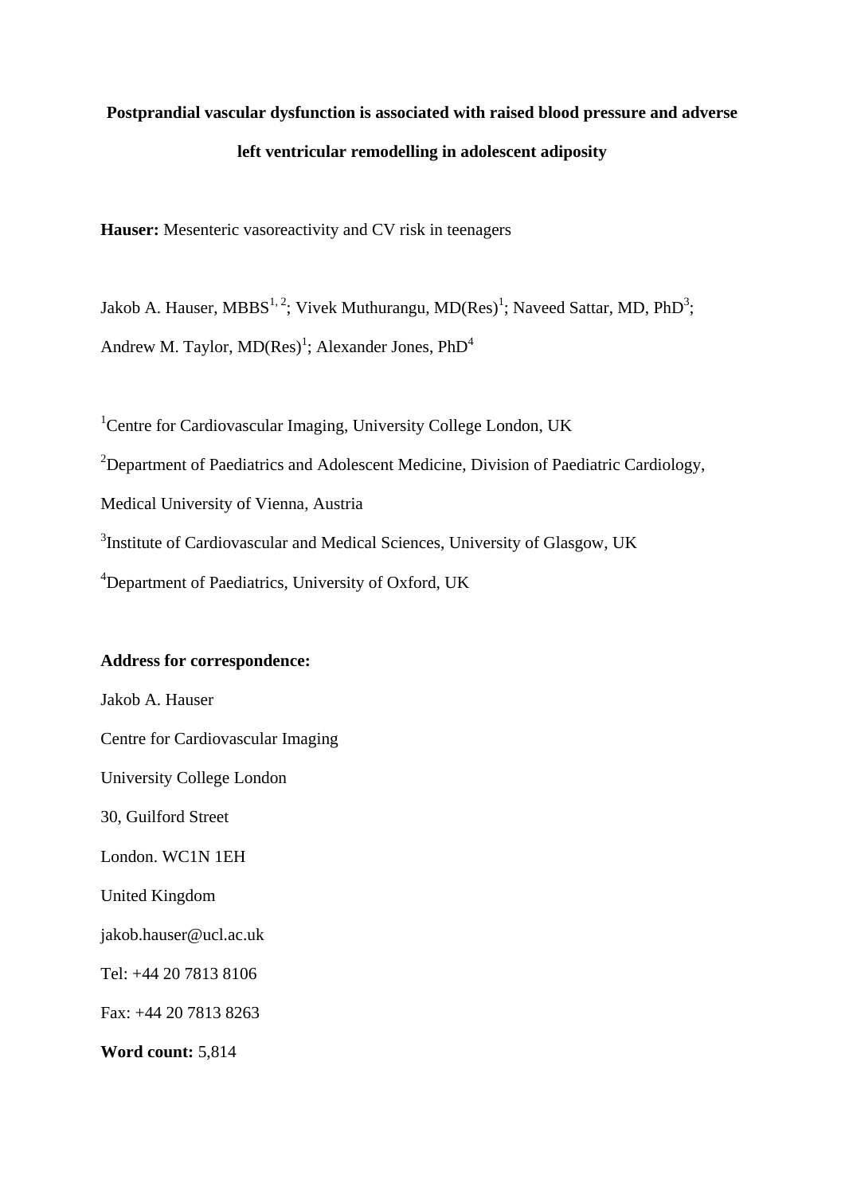# Postprandial vascular dysfunction is associated with raised blood pressure and adverse left ventricular remodelling in adolescent adiposity

**Hauser:** Mesenteric vasoreactivity and CV risk in teenagers

Jakob A. Hauser, MBBS[1, 2]; Vivek Muthurangu, MD(Res)[1]; Naveed Sattar, MD, PhD[3]; Andrew M. Taylor, MD(Res)[1]; Alexander Jones, PhD[4]

[1]Centre for Cardiovascular Imaging, University College London, UK

[2]Department of Paediatrics and Adolescent Medicine, Division of Paediatric Cardiology, Medical University of Vienna, Austria

[3]Institute of Cardiovascular and Medical Sciences, University of Glasgow, UK

[4]Department of Paediatrics, University of Oxford, UK

**Address for correspondence:**

Jakob A. Hauser

Centre for Cardiovascular Imaging

University College London

30, Guilford Street

London. WC1N 1EH

United Kingdom

jakob.hauser@ucl.ac.uk

Tel: +44 20 7813 8106

Fax: +44 20 7813 8263

**Word count:** 5,814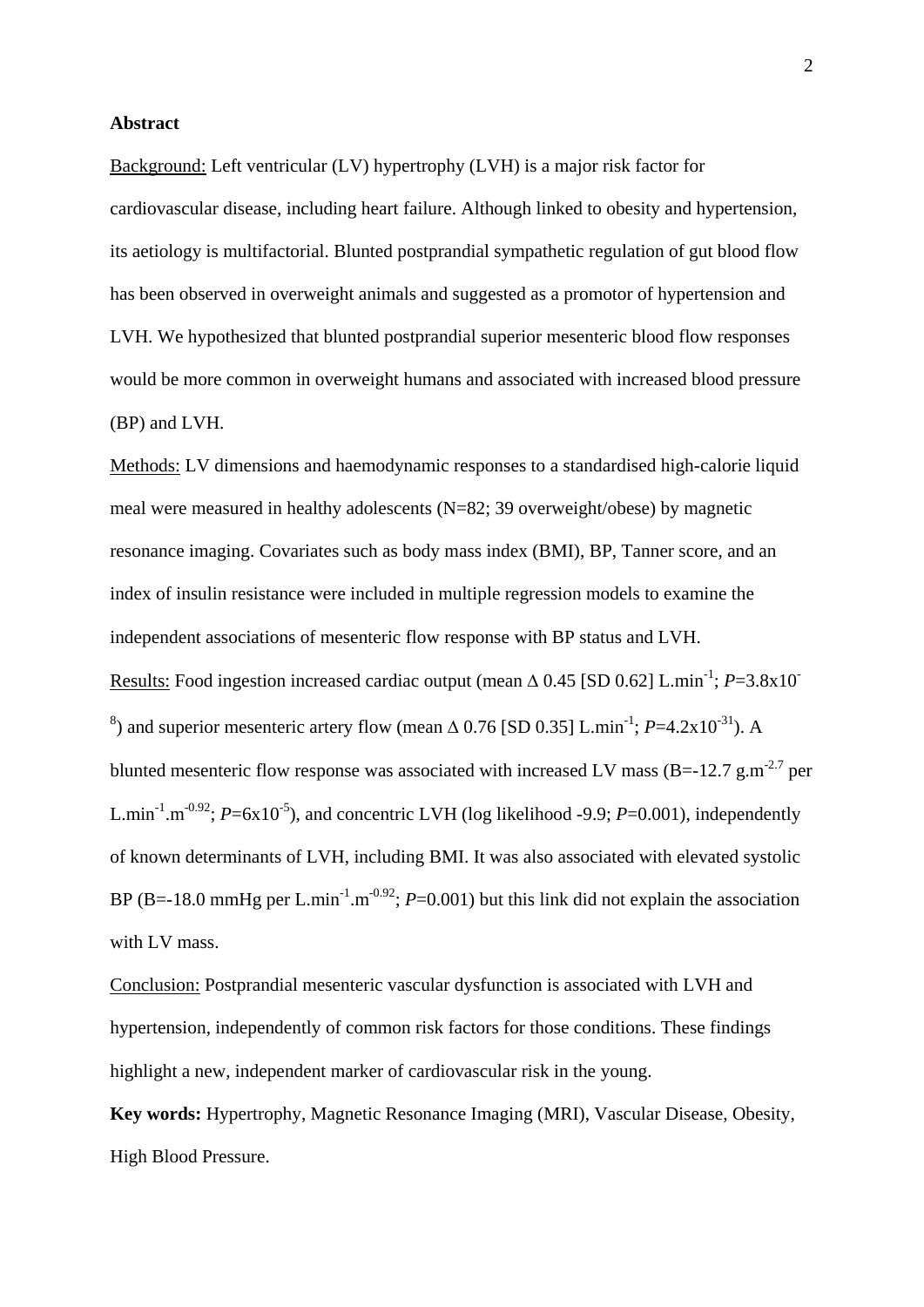**Abstract**

Background: Left ventricular (LV) hypertrophy (LVH) is a major risk factor for cardiovascular disease, including heart failure. Although linked to obesity and hypertension, its aetiology is multifactorial. Blunted postprandial sympathetic regulation of gut blood flow has been observed in overweight animals and suggested as a promotor of hypertension and LVH. We hypothesized that blunted postprandial superior mesenteric blood flow responses would be more common in overweight humans and associated with increased blood pressure (BP) and LVH.

Methods: LV dimensions and haemodynamic responses to a standardised high-calorie liquid meal were measured in healthy adolescents (N=82; 39 overweight/obese) by magnetic resonance imaging. Covariates such as body mass index (BMI), BP, Tanner score, and an index of insulin resistance were included in multiple regression models to examine the independent associations of mesenteric flow response with BP status and LVH.

Results: Food ingestion increased cardiac output (mean $\Delta$ 0.45 [SD 0.62] $L.min^{-1}$; $P=3.8\times10^{-8}$) and superior mesenteric artery flow (mean $\Delta$ 0.76 [SD 0.35] $L.min^{-1}$; $P=4.2\times10^{-31}$). A blunted mesenteric flow response was associated with increased LV mass (B=-12.7 $g.m^{-2.7}$ per $L.min^{-1}.m^{-0.92}$; $P=6\times10^{-5}$), and concentric LVH (log likelihood -9.9; $P=0.001$), independently of known determinants of LVH, including BMI. It was also associated with elevated systolic BP (B=-18.0 mmHg per $L.min^{-1}.m^{-0.92}$; $P=0.001$) but this link did not explain the association with LV mass.

Conclusion: Postprandial mesenteric vascular dysfunction is associated with LVH and hypertension, independently of common risk factors for those conditions. These findings highlight a new, independent marker of cardiovascular risk in the young.

**Key words:** Hypertrophy, Magnetic Resonance Imaging (MRI), Vascular Disease, Obesity, High Blood Pressure.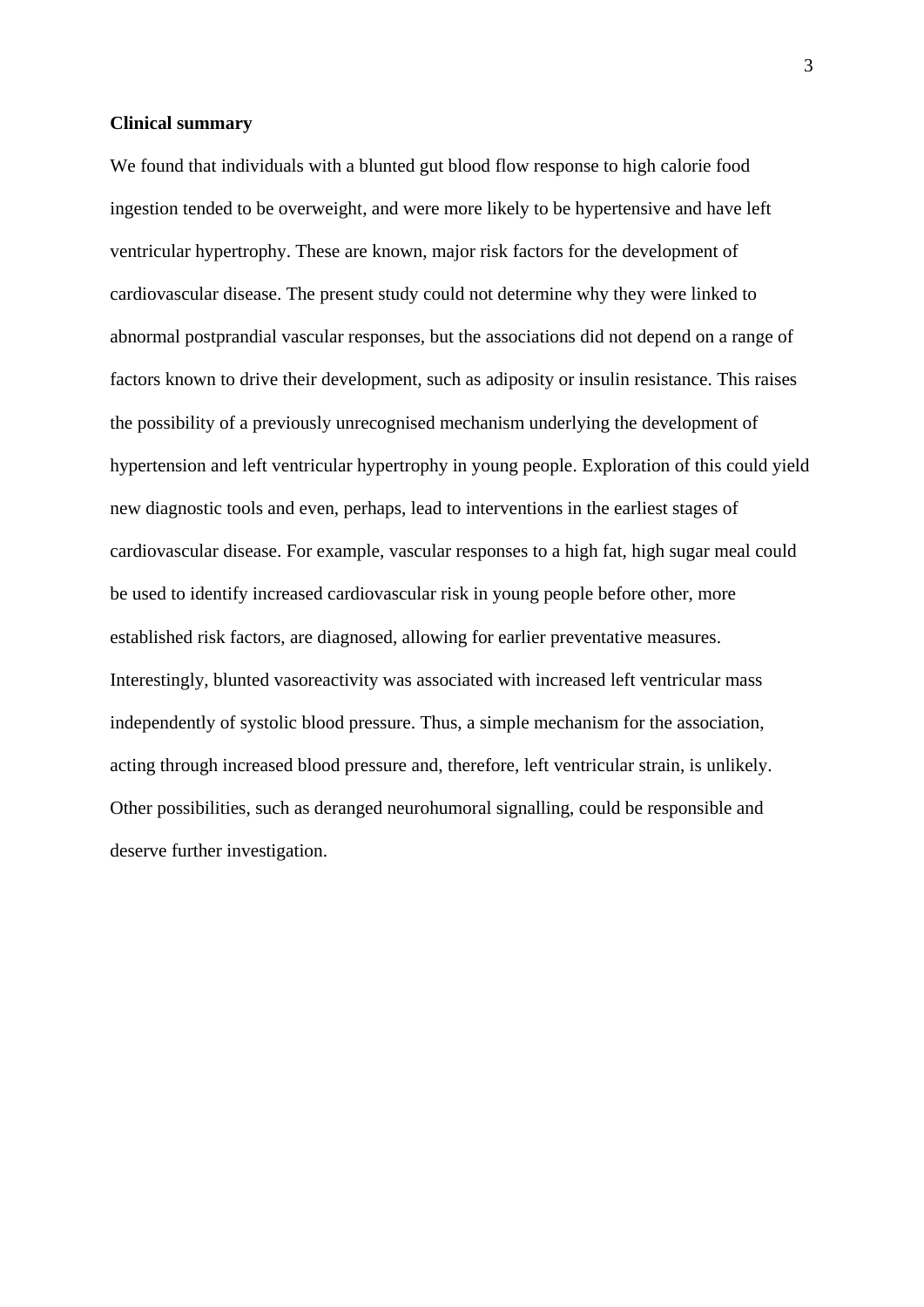**Clinical summary**

We found that individuals with a blunted gut blood flow response to high calorie food ingestion tended to be overweight, and were more likely to be hypertensive and have left ventricular hypertrophy. These are known, major risk factors for the development of cardiovascular disease. The present study could not determine why they were linked to abnormal postprandial vascular responses, but the associations did not depend on a range of factors known to drive their development, such as adiposity or insulin resistance. This raises the possibility of a previously unrecognised mechanism underlying the development of hypertension and left ventricular hypertrophy in young people. Exploration of this could yield new diagnostic tools and even, perhaps, lead to interventions in the earliest stages of cardiovascular disease. For example, vascular responses to a high fat, high sugar meal could be used to identify increased cardiovascular risk in young people before other, more established risk factors, are diagnosed, allowing for earlier preventative measures. Interestingly, blunted vasoreactivity was associated with increased left ventricular mass independently of systolic blood pressure. Thus, a simple mechanism for the association, acting through increased blood pressure and, therefore, left ventricular strain, is unlikely. Other possibilities, such as deranged neurohumoral signalling, could be responsible and deserve further investigation.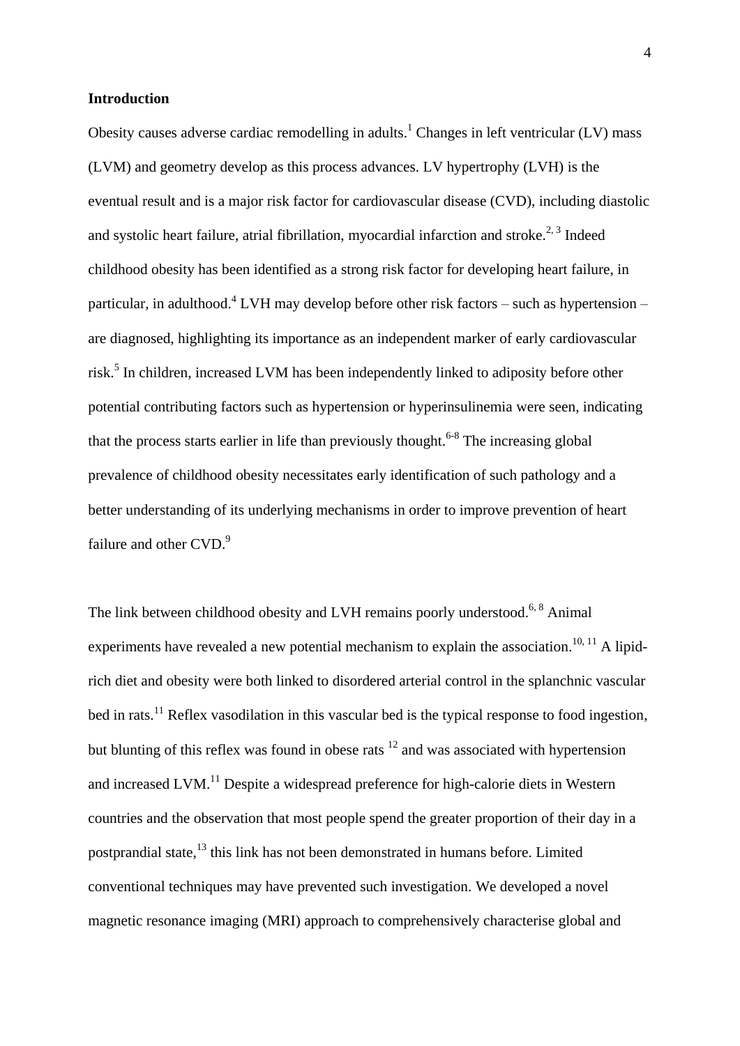## Introduction

Obesity causes adverse cardiac remodelling in adults.[1] Changes in left ventricular (LV) mass (LVM) and geometry develop as this process advances. LV hypertrophy (LVH) is the eventual result and is a major risk factor for cardiovascular disease (CVD), including diastolic and systolic heart failure, atrial fibrillation, myocardial infarction and stroke.[2, 3] Indeed childhood obesity has been identified as a strong risk factor for developing heart failure, in particular, in adulthood.[4] LVH may develop before other risk factors – such as hypertension – are diagnosed, highlighting its importance as an independent marker of early cardiovascular risk.[5] In children, increased LVM has been independently linked to adiposity before other potential contributing factors such as hypertension or hyperinsulinemia were seen, indicating that the process starts earlier in life than previously thought.[6-8] The increasing global prevalence of childhood obesity necessitates early identification of such pathology and a better understanding of its underlying mechanisms in order to improve prevention of heart failure and other CVD.[9]

The link between childhood obesity and LVH remains poorly understood.[6, 8] Animal experiments have revealed a new potential mechanism to explain the association.[10, 11] A lipid-rich diet and obesity were both linked to disordered arterial control in the splanchnic vascular bed in rats.[11] Reflex vasodilation in this vascular bed is the typical response to food ingestion, but blunting of this reflex was found in obese rats [12] and was associated with hypertension and increased LVM.[11] Despite a widespread preference for high-calorie diets in Western countries and the observation that most people spend the greater proportion of their day in a postprandial state,[13] this link has not been demonstrated in humans before. Limited conventional techniques may have prevented such investigation. We developed a novel magnetic resonance imaging (MRI) approach to comprehensively characterise global and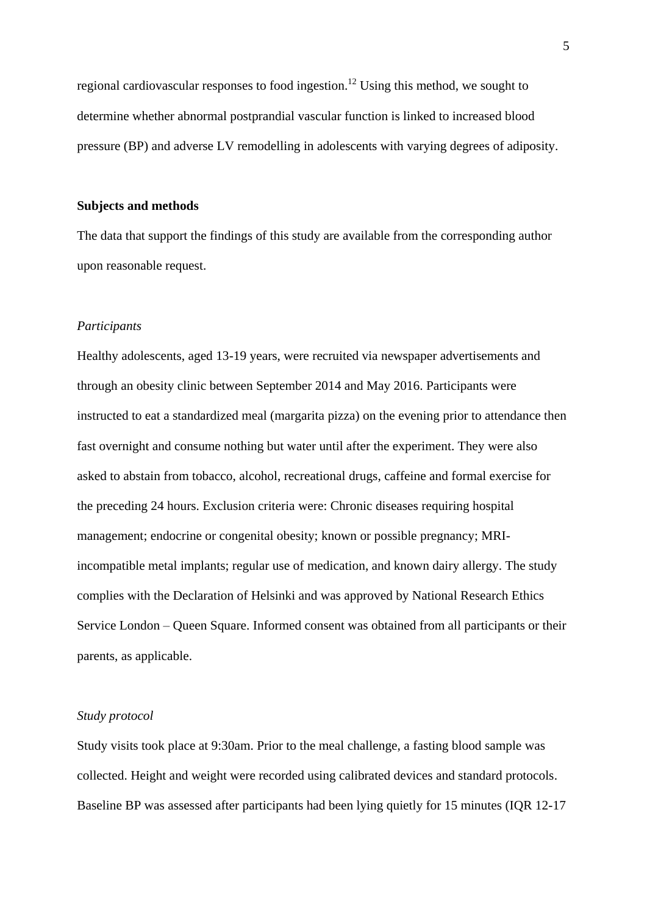regional cardiovascular responses to food ingestion.[12] Using this method, we sought to determine whether abnormal postprandial vascular function is linked to increased blood pressure (BP) and adverse LV remodelling in adolescents with varying degrees of adiposity.

## Subjects and methods

The data that support the findings of this study are available from the corresponding author upon reasonable request.

### *Participants*

Healthy adolescents, aged 13-19 years, were recruited via newspaper advertisements and through an obesity clinic between September 2014 and May 2016. Participants were instructed to eat a standardized meal (margarita pizza) on the evening prior to attendance then fast overnight and consume nothing but water until after the experiment. They were also asked to abstain from tobacco, alcohol, recreational drugs, caffeine and formal exercise for the preceding 24 hours. Exclusion criteria were: Chronic diseases requiring hospital management; endocrine or congenital obesity; known or possible pregnancy; MRI-incompatible metal implants; regular use of medication, and known dairy allergy. The study complies with the Declaration of Helsinki and was approved by National Research Ethics Service London – Queen Square. Informed consent was obtained from all participants or their parents, as applicable.

### *Study protocol*

Study visits took place at 9:30am. Prior to the meal challenge, a fasting blood sample was collected. Height and weight were recorded using calibrated devices and standard protocols. Baseline BP was assessed after participants had been lying quietly for 15 minutes (IQR 12-17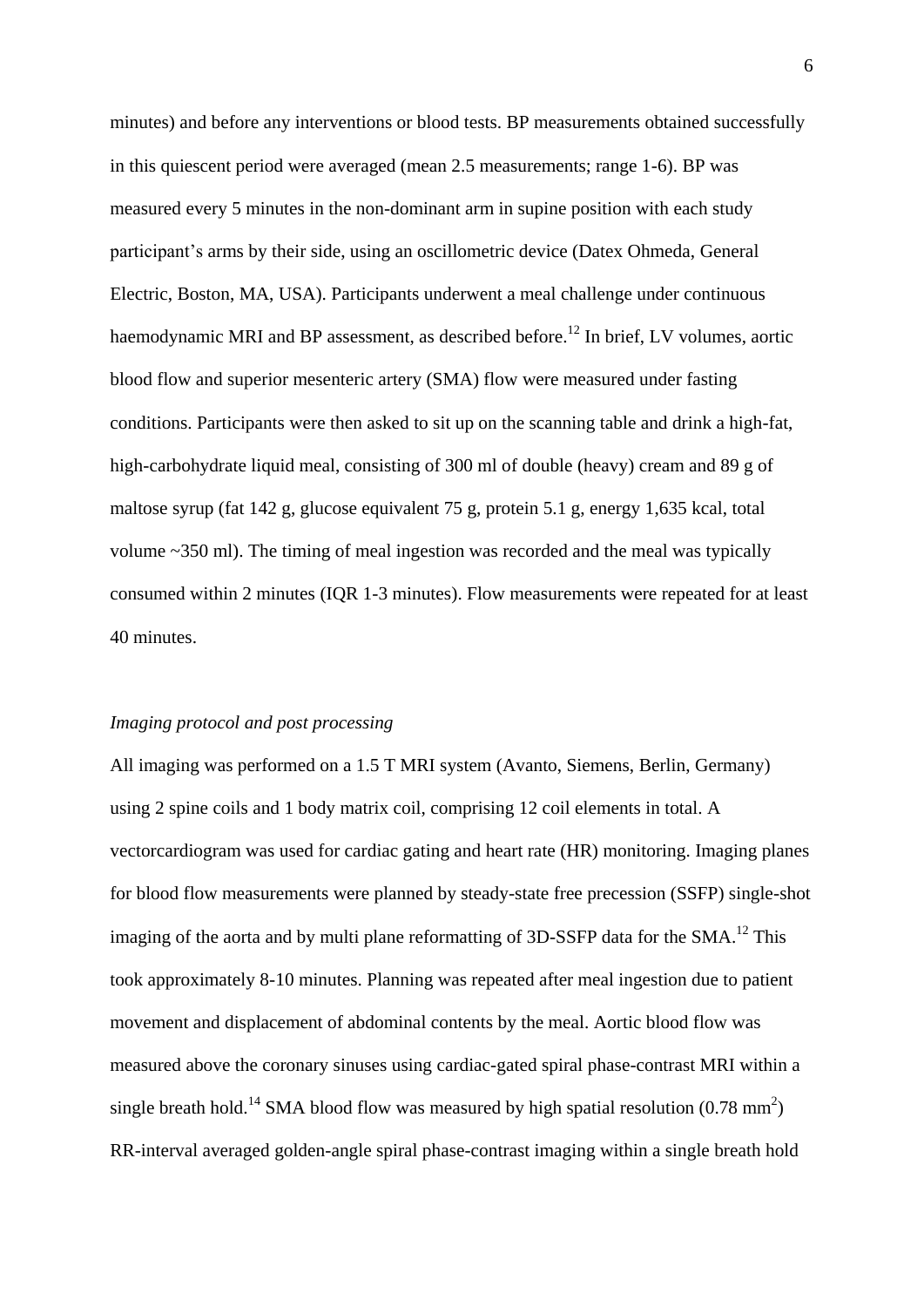minutes) and before any interventions or blood tests. BP measurements obtained successfully in this quiescent period were averaged (mean 2.5 measurements; range 1-6). BP was measured every 5 minutes in the non-dominant arm in supine position with each study participant's arms by their side, using an oscillometric device (Datex Ohmeda, General Electric, Boston, MA, USA). Participants underwent a meal challenge under continuous haemodynamic MRI and BP assessment, as described before.[12] In brief, LV volumes, aortic blood flow and superior mesenteric artery (SMA) flow were measured under fasting conditions. Participants were then asked to sit up on the scanning table and drink a high-fat, high-carbohydrate liquid meal, consisting of 300 ml of double (heavy) cream and 89 g of maltose syrup (fat 142 g, glucose equivalent 75 g, protein 5.1 g, energy 1,635 kcal, total volume ~350 ml). The timing of meal ingestion was recorded and the meal was typically consumed within 2 minutes (IQR 1-3 minutes). Flow measurements were repeated for at least 40 minutes.

*Imaging protocol and post processing*

All imaging was performed on a 1.5 T MRI system (Avanto, Siemens, Berlin, Germany) using 2 spine coils and 1 body matrix coil, comprising 12 coil elements in total. A vectorcardiogram was used for cardiac gating and heart rate (HR) monitoring. Imaging planes for blood flow measurements were planned by steady-state free precession (SSFP) single-shot imaging of the aorta and by multi plane reformatting of 3D-SSFP data for the SMA.[12] This took approximately 8-10 minutes. Planning was repeated after meal ingestion due to patient movement and displacement of abdominal contents by the meal. Aortic blood flow was measured above the coronary sinuses using cardiac-gated spiral phase-contrast MRI within a single breath hold.[14] SMA blood flow was measured by high spatial resolution (0.78 $mm^2$) RR-interval averaged golden-angle spiral phase-contrast imaging within a single breath hold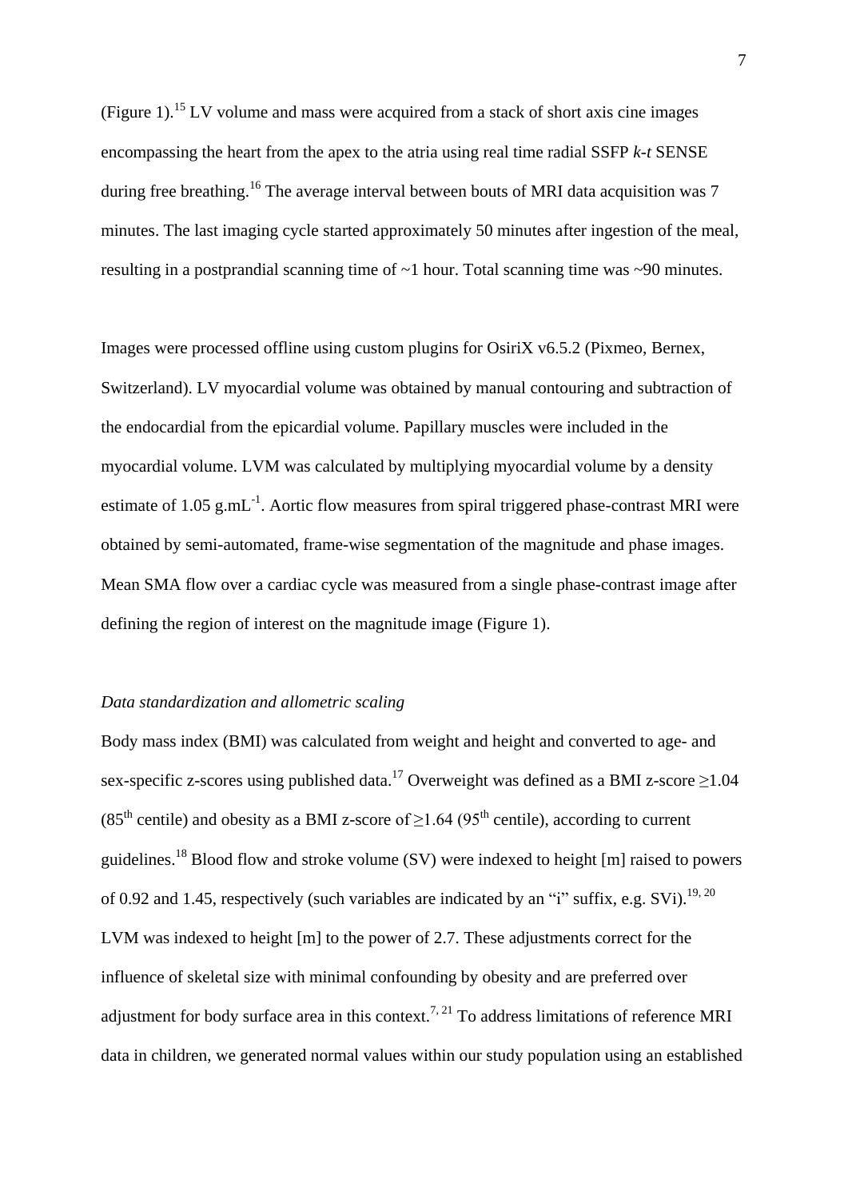(Figure 1).[15] LV volume and mass were acquired from a stack of short axis cine images encompassing the heart from the apex to the atria using real time radial SSFP *k-t* SENSE during free breathing.[16] The average interval between bouts of MRI data acquisition was 7 minutes. The last imaging cycle started approximately 50 minutes after ingestion of the meal, resulting in a postprandial scanning time of ~1 hour. Total scanning time was ~90 minutes.

Images were processed offline using custom plugins for OsiriX v6.5.2 (Pixmeo, Bernex, Switzerland). LV myocardial volume was obtained by manual contouring and subtraction of the endocardial from the epicardial volume. Papillary muscles were included in the myocardial volume. LVM was calculated by multiplying myocardial volume by a density estimate of 1.05 $g.mL^{-1}$. Aortic flow measures from spiral triggered phase-contrast MRI were obtained by semi-automated, frame-wise segmentation of the magnitude and phase images. Mean SMA flow over a cardiac cycle was measured from a single phase-contrast image after defining the region of interest on the magnitude image (Figure 1).

*Data standardization and allometric scaling*

Body mass index (BMI) was calculated from weight and height and converted to age- and sex-specific z-scores using published data.[17] Overweight was defined as a BMI z-score ≥1.04 ($85^{th}$ centile) and obesity as a BMI z-score of ≥1.64 ($95^{th}$ centile), according to current guidelines.[18] Blood flow and stroke volume (SV) were indexed to height [m] raised to powers of 0.92 and 1.45, respectively (such variables are indicated by an "i" suffix, e.g. SVi).[19, 20] LVM was indexed to height [m] to the power of 2.7. These adjustments correct for the influence of skeletal size with minimal confounding by obesity and are preferred over adjustment for body surface area in this context.[7, 21] To address limitations of reference MRI data in children, we generated normal values within our study population using an established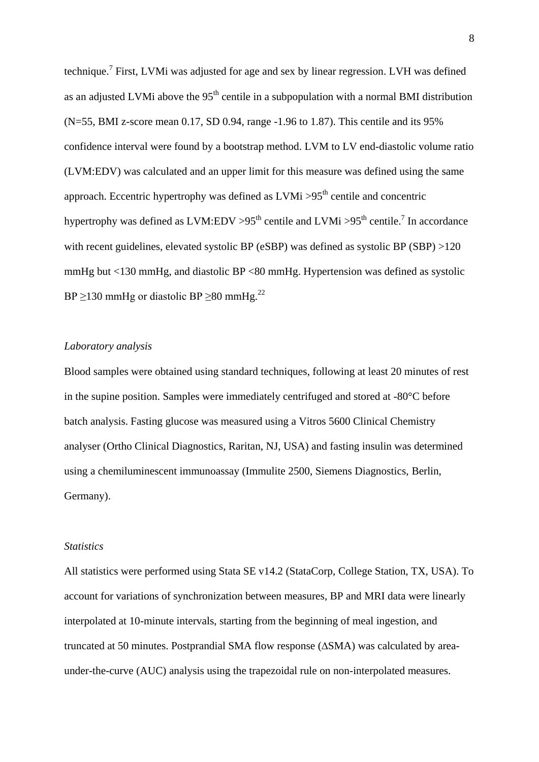technique.[7] First, LVMi was adjusted for age and sex by linear regression. LVH was defined as an adjusted LVMi above the $95^{th}$ centile in a subpopulation with a normal BMI distribution (N=55, BMI z-score mean 0.17, SD 0.94, range -1.96 to 1.87). This centile and its 95% confidence interval were found by a bootstrap method. LVM to LV end-diastolic volume ratio (LVM:EDV) was calculated and an upper limit for this measure was defined using the same approach. Eccentric hypertrophy was defined as LVMi $>95^{th}$ centile and concentric hypertrophy was defined as LVM:EDV $>95^{th}$ centile and LVMi $>95^{th}$ centile.[7] In accordance with recent guidelines, elevated systolic BP (eSBP) was defined as systolic BP (SBP) >120 mmHg but <130 mmHg, and diastolic BP <80 mmHg. Hypertension was defined as systolic BP ≥130 mmHg or diastolic BP ≥80 mmHg.[22]

*Laboratory analysis*

Blood samples were obtained using standard techniques, following at least 20 minutes of rest in the supine position. Samples were immediately centrifuged and stored at -80°C before batch analysis. Fasting glucose was measured using a Vitros 5600 Clinical Chemistry analyser (Ortho Clinical Diagnostics, Raritan, NJ, USA) and fasting insulin was determined using a chemiluminescent immunoassay (Immulite 2500, Siemens Diagnostics, Berlin, Germany).

*Statistics*

All statistics were performed using Stata SE v14.2 (StataCorp, College Station, TX, USA). To account for variations of synchronization between measures, BP and MRI data were linearly interpolated at 10-minute intervals, starting from the beginning of meal ingestion, and truncated at 50 minutes. Postprandial SMA flow response (ΔSMA) was calculated by area-under-the-curve (AUC) analysis using the trapezoidal rule on non-interpolated measures.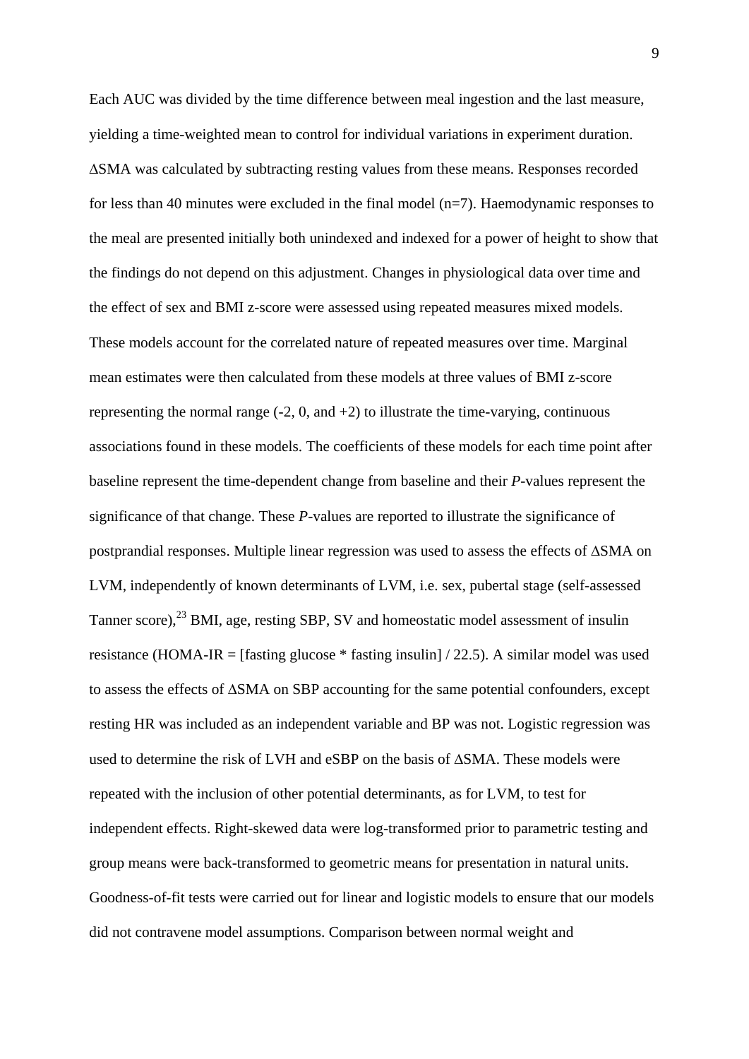Each AUC was divided by the time difference between meal ingestion and the last measure, yielding a time-weighted mean to control for individual variations in experiment duration. ∆SMA was calculated by subtracting resting values from these means. Responses recorded for less than 40 minutes were excluded in the final model (n=7). Haemodynamic responses to the meal are presented initially both unindexed and indexed for a power of height to show that the findings do not depend on this adjustment. Changes in physiological data over time and the effect of sex and BMI z-score were assessed using repeated measures mixed models. These models account for the correlated nature of repeated measures over time. Marginal mean estimates were then calculated from these models at three values of BMI z-score representing the normal range (-2, 0, and +2) to illustrate the time-varying, continuous associations found in these models. The coefficients of these models for each time point after baseline represent the time-dependent change from baseline and their *P*-values represent the significance of that change. These *P*-values are reported to illustrate the significance of postprandial responses. Multiple linear regression was used to assess the effects of ∆SMA on LVM, independently of known determinants of LVM, i.e. sex, pubertal stage (self-assessed Tanner score),[23] BMI, age, resting SBP, SV and homeostatic model assessment of insulin resistance (HOMA-IR = [fasting glucose * fasting insulin] / 22.5). A similar model was used to assess the effects of ∆SMA on SBP accounting for the same potential confounders, except resting HR was included as an independent variable and BP was not. Logistic regression was used to determine the risk of LVH and eSBP on the basis of ∆SMA. These models were repeated with the inclusion of other potential determinants, as for LVM, to test for independent effects. Right-skewed data were log-transformed prior to parametric testing and group means were back-transformed to geometric means for presentation in natural units. Goodness-of-fit tests were carried out for linear and logistic models to ensure that our models did not contravene model assumptions. Comparison between normal weight and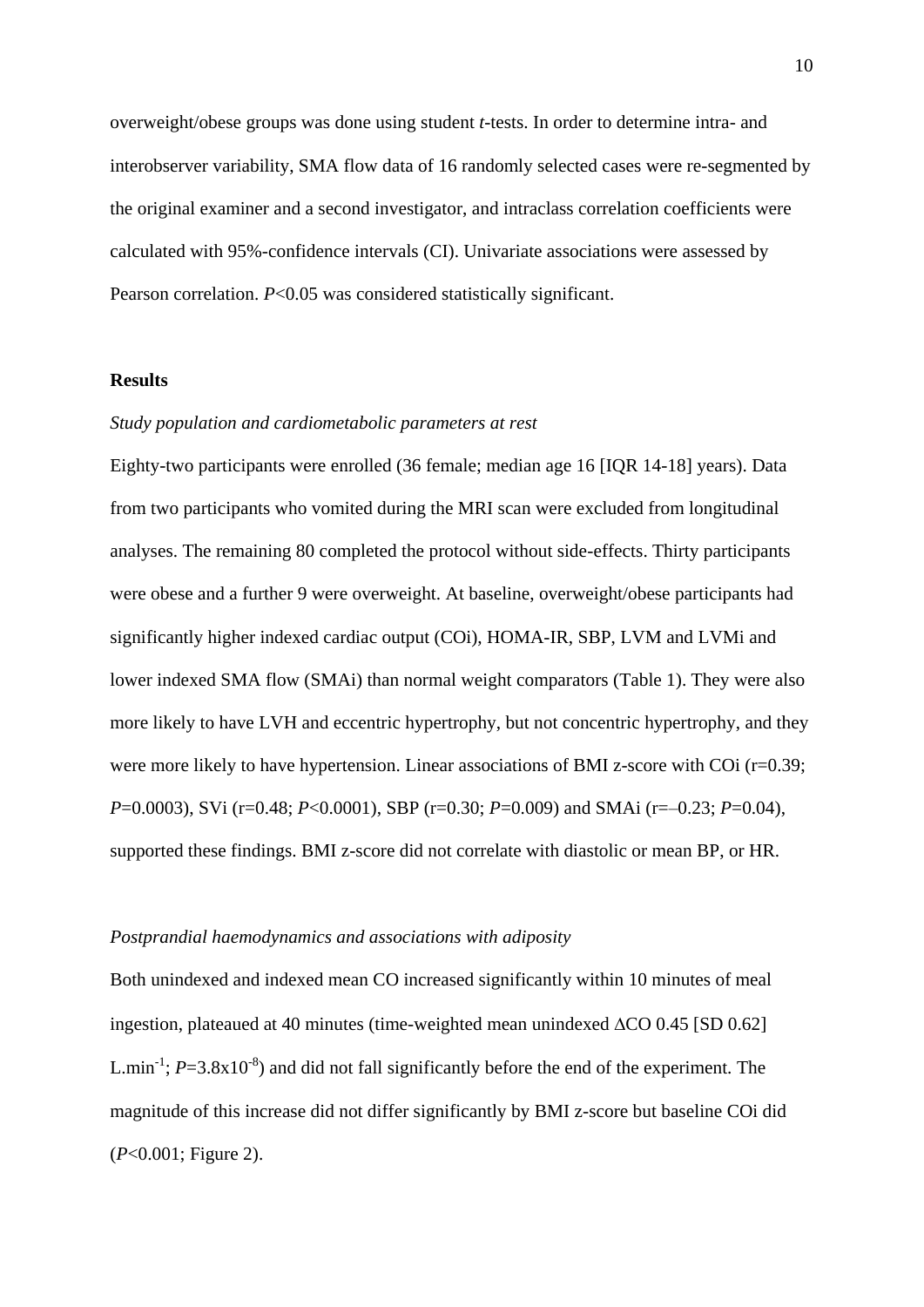overweight/obese groups was done using student *t*-tests. In order to determine intra- and interobserver variability, SMA flow data of 16 randomly selected cases were re-segmented by the original examiner and a second investigator, and intraclass correlation coefficients were calculated with 95%-confidence intervals (CI). Univariate associations were assessed by Pearson correlation. $P<0.05$ was considered statistically significant.

## Results

### *Study population and cardiometabolic parameters at rest*

Eighty-two participants were enrolled (36 female; median age 16 [IQR 14-18] years). Data from two participants who vomited during the MRI scan were excluded from longitudinal analyses. The remaining 80 completed the protocol without side-effects. Thirty participants were obese and a further 9 were overweight. At baseline, overweight/obese participants had significantly higher indexed cardiac output (COi), HOMA-IR, SBP, LVM and LVMi and lower indexed SMA flow (SMAi) than normal weight comparators (Table 1). They were also more likely to have LVH and eccentric hypertrophy, but not concentric hypertrophy, and they were more likely to have hypertension. Linear associations of BMI z-score with COi ($r=0.39$; $P=0.0003$), SVi ($r=0.48$; $P<0.0001$), SBP ($r=0.30$; $P=0.009$) and SMAi ($r=–0.23$; $P=0.04$), supported these findings. BMI z-score did not correlate with diastolic or mean BP, or HR.

### *Postprandial haemodynamics and associations with adiposity*

Both unindexed and indexed mean CO increased significantly within 10 minutes of meal ingestion, plateaued at 40 minutes (time-weighted mean unindexed ΔCO 0.45 [SD 0.62] $L.min^{-1}$; $P=3.8x10^{-8}$) and did not fall significantly before the end of the experiment. The magnitude of this increase did not differ significantly by BMI z-score but baseline COi did ($P<0.001$; Figure 2).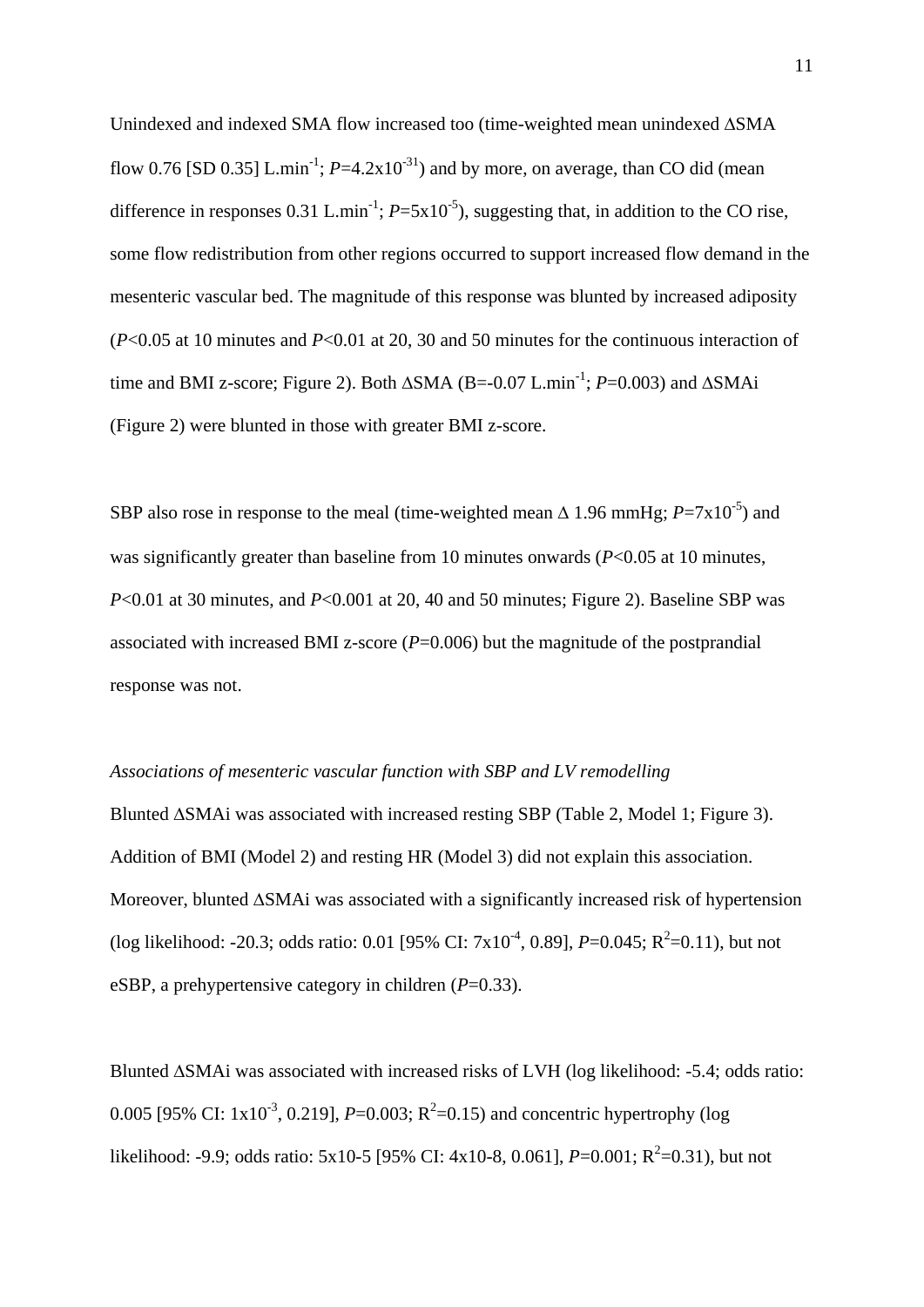Unindexed and indexed SMA flow increased too (time-weighted mean unindexed ΔSMA flow 0.76 [SD 0.35] L.min$^{-1}$; $P$=4.2x10$^{-31}$) and by more, on average, than CO did (mean difference in responses 0.31 L.min$^{-1}$; $P$=5x10$^{-5}$), suggesting that, in addition to the CO rise, some flow redistribution from other regions occurred to support increased flow demand in the mesenteric vascular bed. The magnitude of this response was blunted by increased adiposity ($P$<0.05 at 10 minutes and $P$<0.01 at 20, 30 and 50 minutes for the continuous interaction of time and BMI z-score; Figure 2). Both ΔSMA (B=-0.07 L.min$^{-1}$; $P$=0.003) and ΔSMAi (Figure 2) were blunted in those with greater BMI z-score.

SBP also rose in response to the meal (time-weighted mean Δ 1.96 mmHg; $P$=7x10$^{-5}$) and was significantly greater than baseline from 10 minutes onwards ($P$<0.05 at 10 minutes, $P$<0.01 at 30 minutes, and $P$<0.001 at 20, 40 and 50 minutes; Figure 2). Baseline SBP was associated with increased BMI z-score ($P$=0.006) but the magnitude of the postprandial response was not.

*Associations of mesenteric vascular function with SBP and LV remodelling*

Blunted ΔSMAi was associated with increased resting SBP (Table 2, Model 1; Figure 3). Addition of BMI (Model 2) and resting HR (Model 3) did not explain this association. Moreover, blunted ΔSMAi was associated with a significantly increased risk of hypertension (log likelihood: -20.3; odds ratio: 0.01 [95% CI: 7x10$^{-4}$, 0.89], $P$=0.045; $R^2$=0.11), but not eSBP, a prehypertensive category in children ($P$=0.33).

Blunted ΔSMAi was associated with increased risks of LVH (log likelihood: -5.4; odds ratio: 0.005 [95% CI: 1x10$^{-3}$, 0.219], $P$=0.003; $R^2$=0.15) and concentric hypertrophy (log likelihood: -9.9; odds ratio: 5x10-5 [95% CI: 4x10-8, 0.061], $P$=0.001; $R^2$=0.31), but not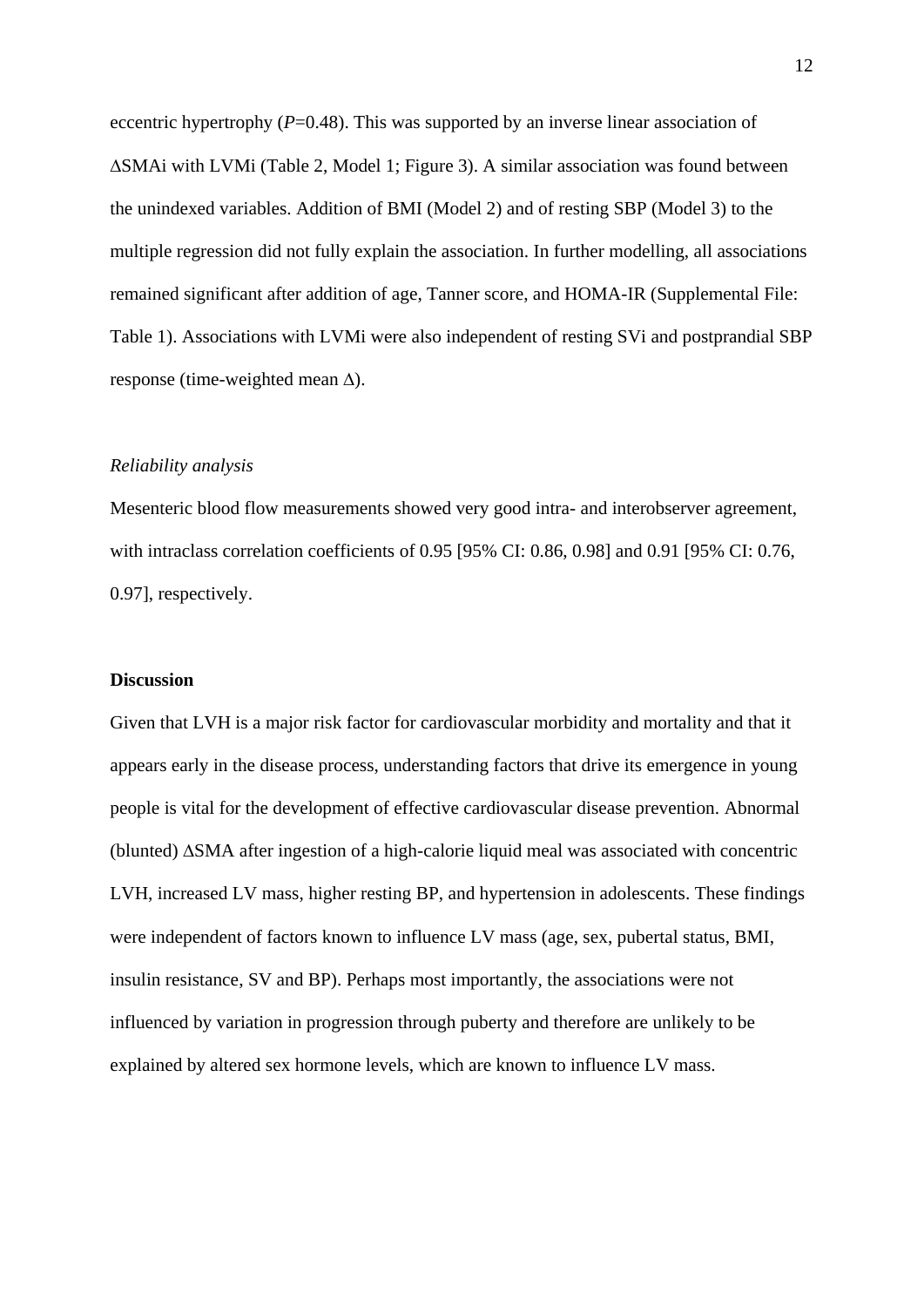eccentric hypertrophy (*P*=0.48). This was supported by an inverse linear association of ∆SMAi with LVMi (Table 2, Model 1; Figure 3). A similar association was found between the unindexed variables. Addition of BMI (Model 2) and of resting SBP (Model 3) to the multiple regression did not fully explain the association. In further modelling, all associations remained significant after addition of age, Tanner score, and HOMA-IR (Supplemental File: Table 1). Associations with LVMi were also independent of resting SVi and postprandial SBP response (time-weighted mean ∆).

*Reliability analysis*

Mesenteric blood flow measurements showed very good intra- and interobserver agreement, with intraclass correlation coefficients of 0.95 [95% CI: 0.86, 0.98] and 0.91 [95% CI: 0.76, 0.97], respectively.

**Discussion**

Given that LVH is a major risk factor for cardiovascular morbidity and mortality and that it appears early in the disease process, understanding factors that drive its emergence in young people is vital for the development of effective cardiovascular disease prevention. Abnormal (blunted) ∆SMA after ingestion of a high-calorie liquid meal was associated with concentric LVH, increased LV mass, higher resting BP, and hypertension in adolescents. These findings were independent of factors known to influence LV mass (age, sex, pubertal status, BMI, insulin resistance, SV and BP). Perhaps most importantly, the associations were not influenced by variation in progression through puberty and therefore are unlikely to be explained by altered sex hormone levels, which are known to influence LV mass.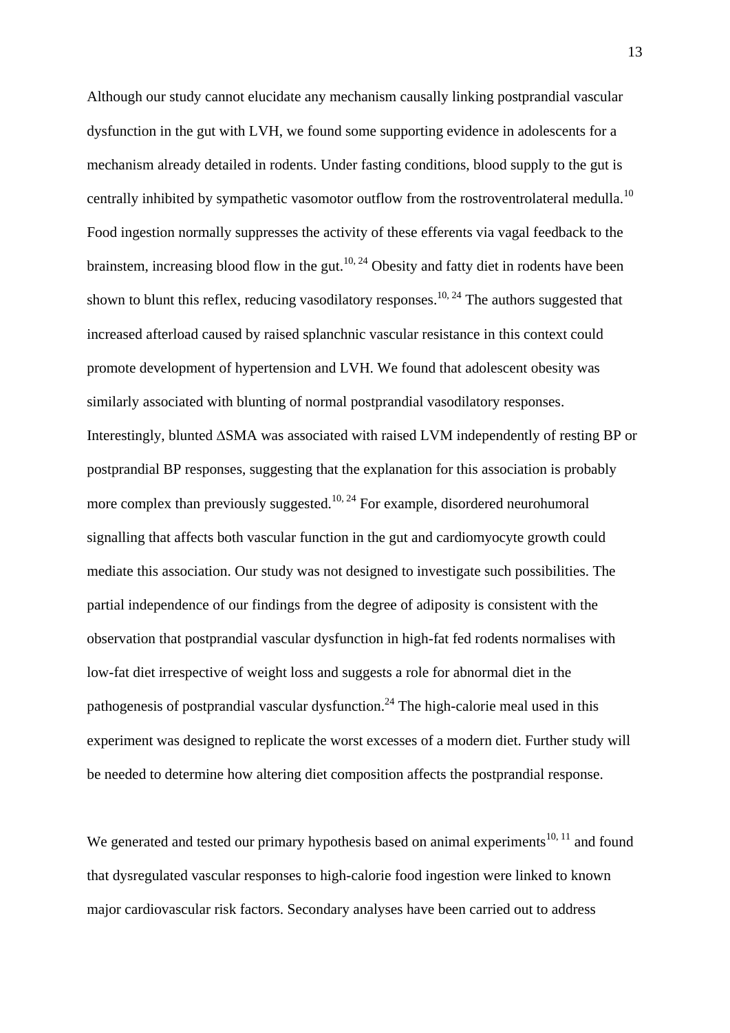Although our study cannot elucidate any mechanism causally linking postprandial vascular dysfunction in the gut with LVH, we found some supporting evidence in adolescents for a mechanism already detailed in rodents. Under fasting conditions, blood supply to the gut is centrally inhibited by sympathetic vasomotor outflow from the rostroventrolateral medulla.[10] Food ingestion normally suppresses the activity of these efferents via vagal feedback to the brainstem, increasing blood flow in the gut.[10, 24] Obesity and fatty diet in rodents have been shown to blunt this reflex, reducing vasodilatory responses.[10, 24] The authors suggested that increased afterload caused by raised splanchnic vascular resistance in this context could promote development of hypertension and LVH. We found that adolescent obesity was similarly associated with blunting of normal postprandial vasodilatory responses. Interestingly, blunted $\Delta$SMA was associated with raised LVM independently of resting BP or postprandial BP responses, suggesting that the explanation for this association is probably more complex than previously suggested.[10, 24] For example, disordered neurohumoral signalling that affects both vascular function in the gut and cardiomyocyte growth could mediate this association. Our study was not designed to investigate such possibilities. The partial independence of our findings from the degree of adiposity is consistent with the observation that postprandial vascular dysfunction in high-fat fed rodents normalises with low-fat diet irrespective of weight loss and suggests a role for abnormal diet in the pathogenesis of postprandial vascular dysfunction.[24] The high-calorie meal used in this experiment was designed to replicate the worst excesses of a modern diet. Further study will be needed to determine how altering diet composition affects the postprandial response.

We generated and tested our primary hypothesis based on animal experiments[10, 11] and found that dysregulated vascular responses to high-calorie food ingestion were linked to known major cardiovascular risk factors. Secondary analyses have been carried out to address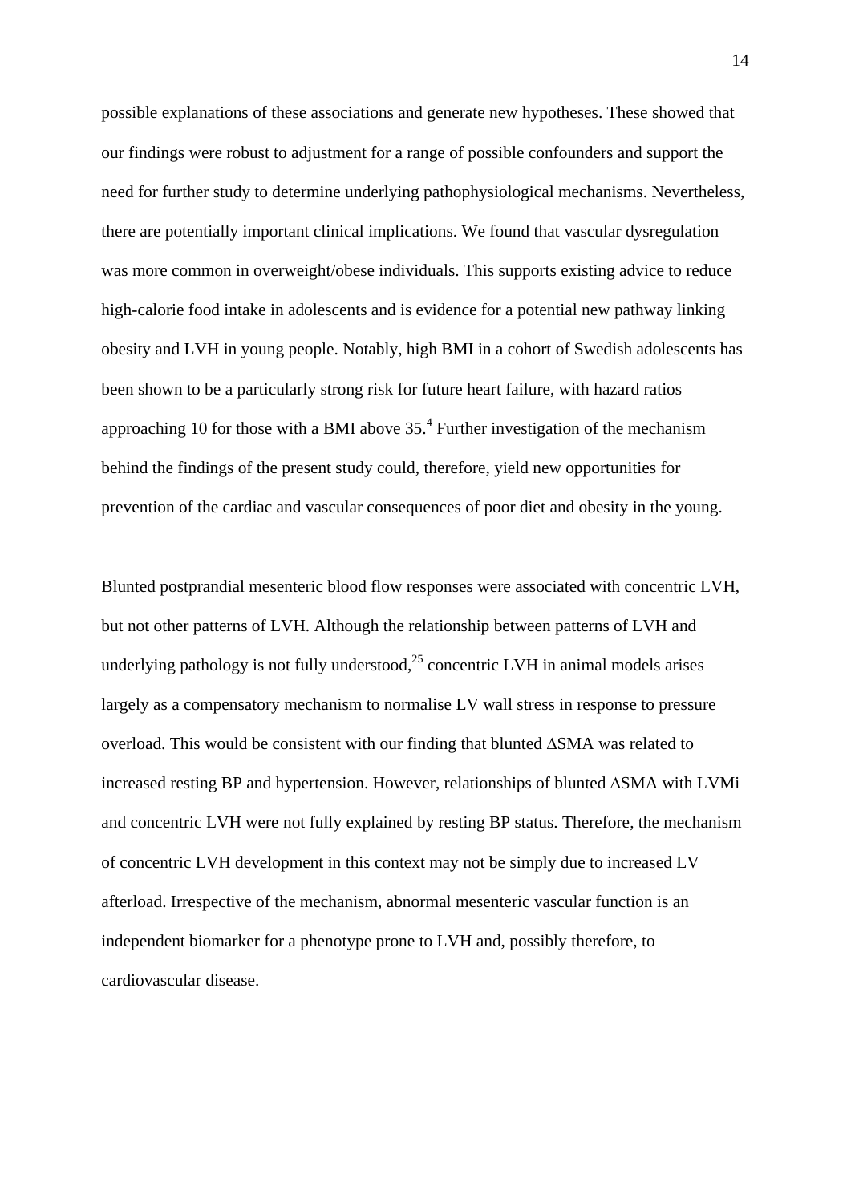possible explanations of these associations and generate new hypotheses. These showed that our findings were robust to adjustment for a range of possible confounders and support the need for further study to determine underlying pathophysiological mechanisms. Nevertheless, there are potentially important clinical implications. We found that vascular dysregulation was more common in overweight/obese individuals. This supports existing advice to reduce high-calorie food intake in adolescents and is evidence for a potential new pathway linking obesity and LVH in young people. Notably, high BMI in a cohort of Swedish adolescents has been shown to be a particularly strong risk for future heart failure, with hazard ratios approaching 10 for those with a BMI above 35.[4] Further investigation of the mechanism behind the findings of the present study could, therefore, yield new opportunities for prevention of the cardiac and vascular consequences of poor diet and obesity in the young.

Blunted postprandial mesenteric blood flow responses were associated with concentric LVH, but not other patterns of LVH. Although the relationship between patterns of LVH and underlying pathology is not fully understood,[25] concentric LVH in animal models arises largely as a compensatory mechanism to normalise LV wall stress in response to pressure overload. This would be consistent with our finding that blunted $\Delta$SMA was related to increased resting BP and hypertension. However, relationships of blunted $\Delta$SMA with LVMi and concentric LVH were not fully explained by resting BP status. Therefore, the mechanism of concentric LVH development in this context may not be simply due to increased LV afterload. Irrespective of the mechanism, abnormal mesenteric vascular function is an independent biomarker for a phenotype prone to LVH and, possibly therefore, to cardiovascular disease.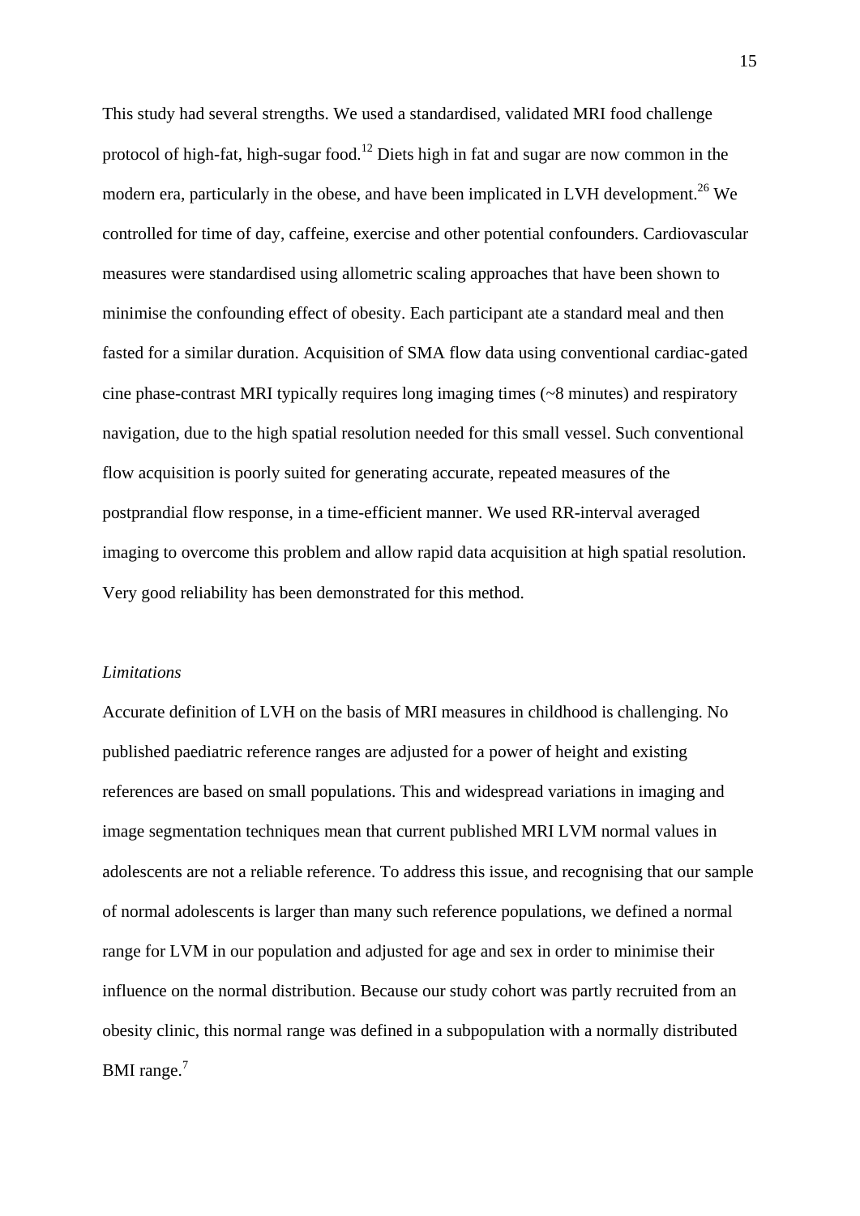This study had several strengths. We used a standardised, validated MRI food challenge protocol of high-fat, high-sugar food.[12] Diets high in fat and sugar are now common in the modern era, particularly in the obese, and have been implicated in LVH development.[26] We controlled for time of day, caffeine, exercise and other potential confounders. Cardiovascular measures were standardised using allometric scaling approaches that have been shown to minimise the confounding effect of obesity. Each participant ate a standard meal and then fasted for a similar duration. Acquisition of SMA flow data using conventional cardiac-gated cine phase-contrast MRI typically requires long imaging times (~8 minutes) and respiratory navigation, due to the high spatial resolution needed for this small vessel. Such conventional flow acquisition is poorly suited for generating accurate, repeated measures of the postprandial flow response, in a time-efficient manner. We used RR-interval averaged imaging to overcome this problem and allow rapid data acquisition at high spatial resolution. Very good reliability has been demonstrated for this method.

*Limitations*

Accurate definition of LVH on the basis of MRI measures in childhood is challenging. No published paediatric reference ranges are adjusted for a power of height and existing references are based on small populations. This and widespread variations in imaging and image segmentation techniques mean that current published MRI LVM normal values in adolescents are not a reliable reference. To address this issue, and recognising that our sample of normal adolescents is larger than many such reference populations, we defined a normal range for LVM in our population and adjusted for age and sex in order to minimise their influence on the normal distribution. Because our study cohort was partly recruited from an obesity clinic, this normal range was defined in a subpopulation with a normally distributed BMI range.[7]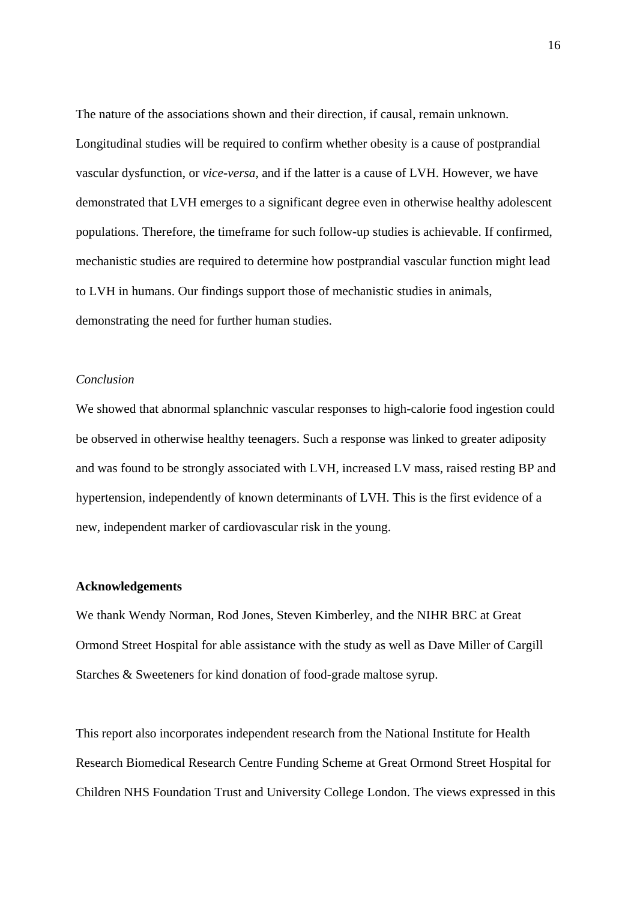The nature of the associations shown and their direction, if causal, remain unknown. Longitudinal studies will be required to confirm whether obesity is a cause of postprandial vascular dysfunction, or *vice-versa*, and if the latter is a cause of LVH. However, we have demonstrated that LVH emerges to a significant degree even in otherwise healthy adolescent populations. Therefore, the timeframe for such follow-up studies is achievable. If confirmed, mechanistic studies are required to determine how postprandial vascular function might lead to LVH in humans. Our findings support those of mechanistic studies in animals, demonstrating the need for further human studies.

*Conclusion*

We showed that abnormal splanchnic vascular responses to high-calorie food ingestion could be observed in otherwise healthy teenagers. Such a response was linked to greater adiposity and was found to be strongly associated with LVH, increased LV mass, raised resting BP and hypertension, independently of known determinants of LVH. This is the first evidence of a new, independent marker of cardiovascular risk in the young.

**Acknowledgements**

We thank Wendy Norman, Rod Jones, Steven Kimberley, and the NIHR BRC at Great Ormond Street Hospital for able assistance with the study as well as Dave Miller of Cargill Starches & Sweeteners for kind donation of food-grade maltose syrup.

This report also incorporates independent research from the National Institute for Health Research Biomedical Research Centre Funding Scheme at Great Ormond Street Hospital for Children NHS Foundation Trust and University College London. The views expressed in this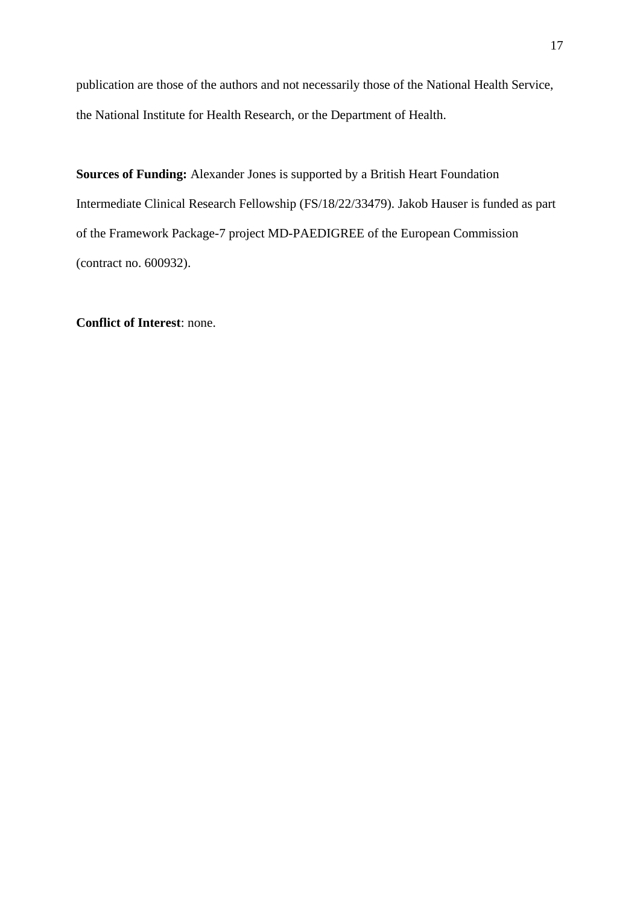publication are those of the authors and not necessarily those of the National Health Service, the National Institute for Health Research, or the Department of Health.

**Sources of Funding:** Alexander Jones is supported by a British Heart Foundation Intermediate Clinical Research Fellowship (FS/18/22/33479). Jakob Hauser is funded as part of the Framework Package-7 project MD-PAEDIGREE of the European Commission (contract no. 600932).

**Conflict of Interest**: none.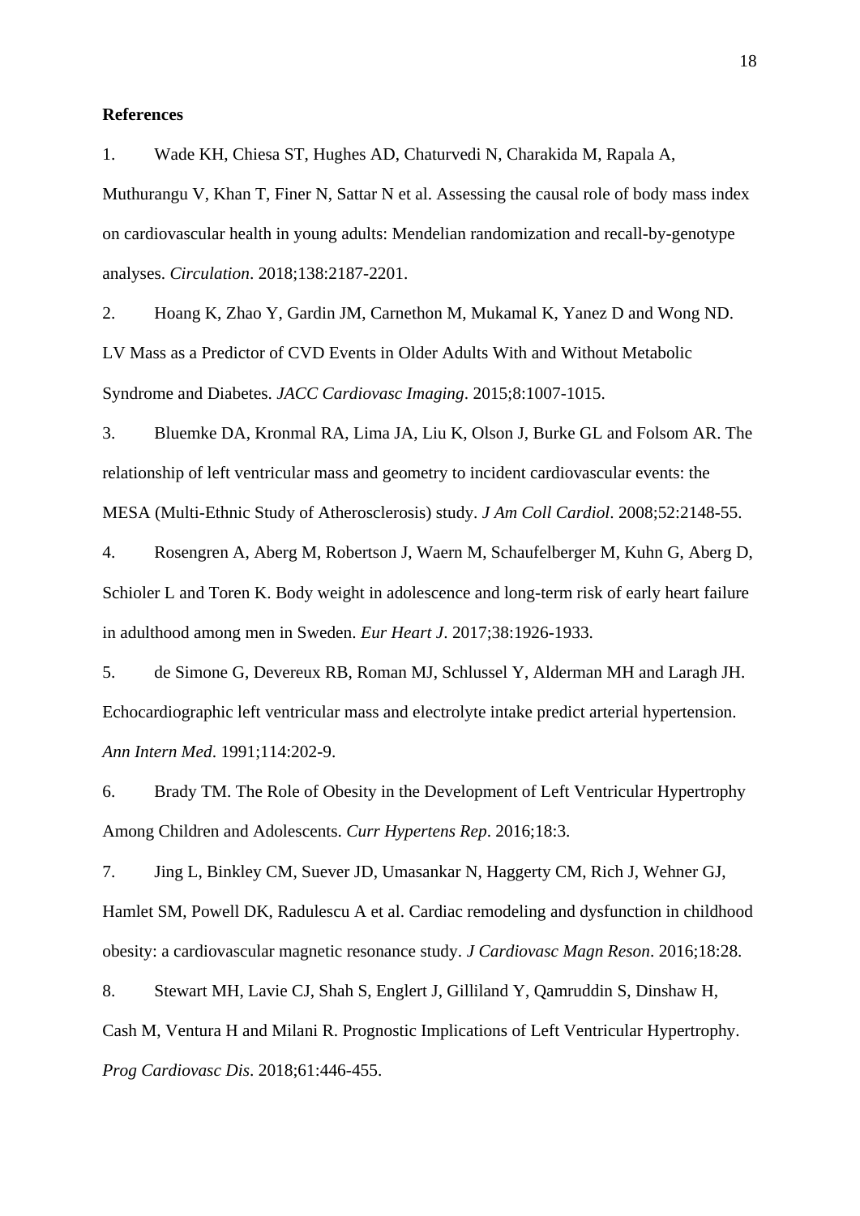**References**

1. Wade KH, Chiesa ST, Hughes AD, Chaturvedi N, Charakida M, Rapala A, Muthurangu V, Khan T, Finer N, Sattar N et al. Assessing the causal role of body mass index on cardiovascular health in young adults: Mendelian randomization and recall-by-genotype analyses. *Circulation*. 2018;138:2187-2201.

2. Hoang K, Zhao Y, Gardin JM, Carnethon M, Mukamal K, Yanez D and Wong ND. LV Mass as a Predictor of CVD Events in Older Adults With and Without Metabolic Syndrome and Diabetes. *JACC Cardiovasc Imaging*. 2015;8:1007-1015.

3. Bluemke DA, Kronmal RA, Lima JA, Liu K, Olson J, Burke GL and Folsom AR. The relationship of left ventricular mass and geometry to incident cardiovascular events: the MESA (Multi-Ethnic Study of Atherosclerosis) study. *J Am Coll Cardiol*. 2008;52:2148-55.

4. Rosengren A, Aberg M, Robertson J, Waern M, Schaufelberger M, Kuhn G, Aberg D, Schioler L and Toren K. Body weight in adolescence and long-term risk of early heart failure in adulthood among men in Sweden. *Eur Heart J*. 2017;38:1926-1933.

5. de Simone G, Devereux RB, Roman MJ, Schlussel Y, Alderman MH and Laragh JH. Echocardiographic left ventricular mass and electrolyte intake predict arterial hypertension. *Ann Intern Med*. 1991;114:202-9.

6. Brady TM. The Role of Obesity in the Development of Left Ventricular Hypertrophy Among Children and Adolescents. *Curr Hypertens Rep*. 2016;18:3.

7. Jing L, Binkley CM, Suever JD, Umasankar N, Haggerty CM, Rich J, Wehner GJ, Hamlet SM, Powell DK, Radulescu A et al. Cardiac remodeling and dysfunction in childhood obesity: a cardiovascular magnetic resonance study. *J Cardiovasc Magn Reson*. 2016;18:28.

8. Stewart MH, Lavie CJ, Shah S, Englert J, Gilliland Y, Qamruddin S, Dinshaw H, Cash M, Ventura H and Milani R. Prognostic Implications of Left Ventricular Hypertrophy. *Prog Cardiovasc Dis*. 2018;61:446-455.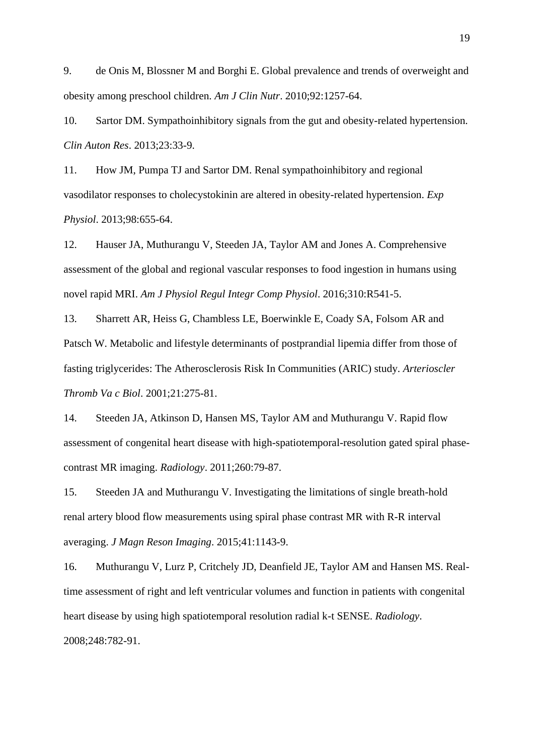9. de Onis M, Blossner M and Borghi E. Global prevalence and trends of overweight and obesity among preschool children. *Am J Clin Nutr*. 2010;92:1257-64.

10. Sartor DM. Sympathoinhibitory signals from the gut and obesity-related hypertension. *Clin Auton Res*. 2013;23:33-9.

11. How JM, Pumpa TJ and Sartor DM. Renal sympathoinhibitory and regional vasodilator responses to cholecystokinin are altered in obesity-related hypertension. *Exp Physiol*. 2013;98:655-64.

12. Hauser JA, Muthurangu V, Steeden JA, Taylor AM and Jones A. Comprehensive assessment of the global and regional vascular responses to food ingestion in humans using novel rapid MRI. *Am J Physiol Regul Integr Comp Physiol*. 2016;310:R541-5.

13. Sharrett AR, Heiss G, Chambless LE, Boerwinkle E, Coady SA, Folsom AR and Patsch W. Metabolic and lifestyle determinants of postprandial lipemia differ from those of fasting triglycerides: The Atherosclerosis Risk In Communities (ARIC) study. *Arterioscler Thromb Va c Biol*. 2001;21:275-81.

14. Steeden JA, Atkinson D, Hansen MS, Taylor AM and Muthurangu V. Rapid flow assessment of congenital heart disease with high-spatiotemporal-resolution gated spiral phase-contrast MR imaging. *Radiology*. 2011;260:79-87.

15. Steeden JA and Muthurangu V. Investigating the limitations of single breath-hold renal artery blood flow measurements using spiral phase contrast MR with R-R interval averaging. *J Magn Reson Imaging*. 2015;41:1143-9.

16. Muthurangu V, Lurz P, Critchely JD, Deanfield JE, Taylor AM and Hansen MS. Real-time assessment of right and left ventricular volumes and function in patients with congenital heart disease by using high spatiotemporal resolution radial k-t SENSE. *Radiology*. 2008;248:782-91.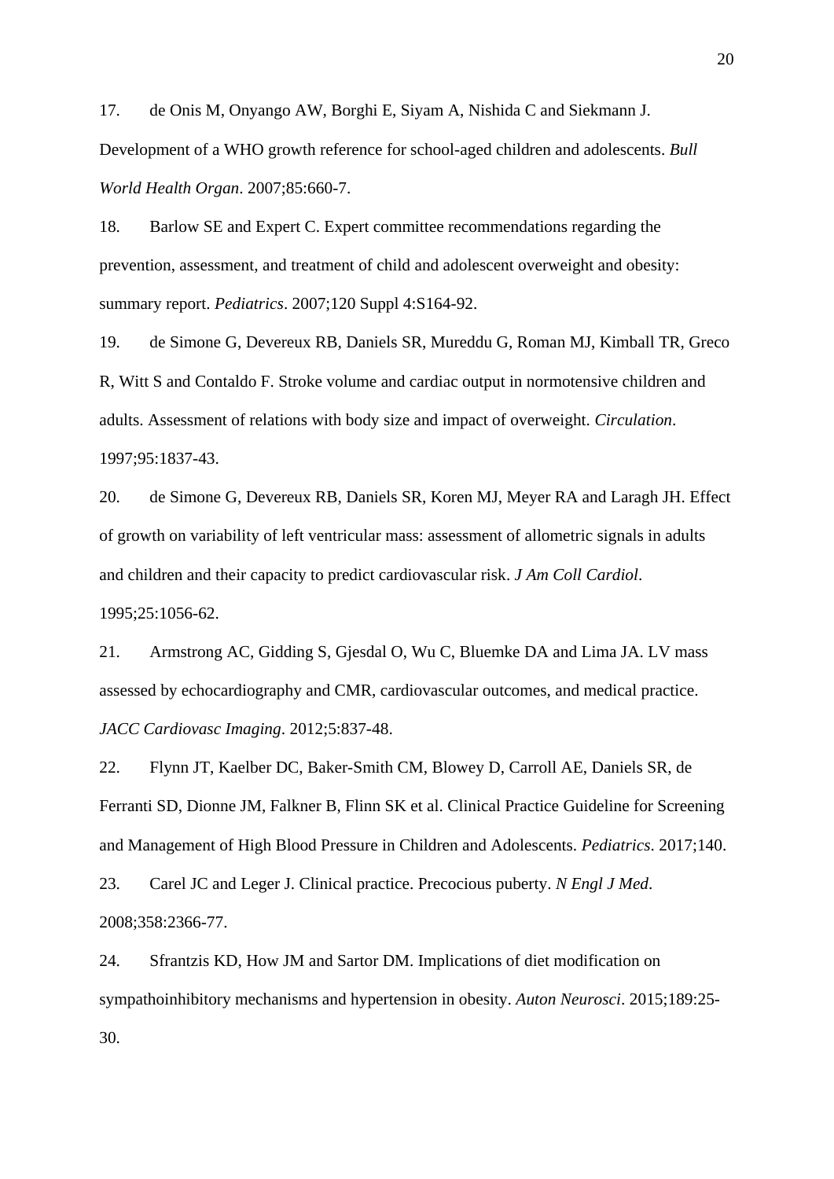17. de Onis M, Onyango AW, Borghi E, Siyam A, Nishida C and Siekmann J. Development of a WHO growth reference for school-aged children and adolescents. *Bull World Health Organ*. 2007;85:660-7.

18. Barlow SE and Expert C. Expert committee recommendations regarding the prevention, assessment, and treatment of child and adolescent overweight and obesity: summary report. *Pediatrics*. 2007;120 Suppl 4:S164-92.

19. de Simone G, Devereux RB, Daniels SR, Mureddu G, Roman MJ, Kimball TR, Greco R, Witt S and Contaldo F. Stroke volume and cardiac output in normotensive children and adults. Assessment of relations with body size and impact of overweight. *Circulation*. 1997;95:1837-43.

20. de Simone G, Devereux RB, Daniels SR, Koren MJ, Meyer RA and Laragh JH. Effect of growth on variability of left ventricular mass: assessment of allometric signals in adults and children and their capacity to predict cardiovascular risk. *J Am Coll Cardiol*. 1995;25:1056-62.

21. Armstrong AC, Gidding S, Gjesdal O, Wu C, Bluemke DA and Lima JA. LV mass assessed by echocardiography and CMR, cardiovascular outcomes, and medical practice. *JACC Cardiovasc Imaging*. 2012;5:837-48.

22. Flynn JT, Kaelber DC, Baker-Smith CM, Blowey D, Carroll AE, Daniels SR, de Ferranti SD, Dionne JM, Falkner B, Flinn SK et al. Clinical Practice Guideline for Screening and Management of High Blood Pressure in Children and Adolescents. *Pediatrics*. 2017;140.

23. Carel JC and Leger J. Clinical practice. Precocious puberty. *N Engl J Med*. 2008;358:2366-77.

24. Sfrantzis KD, How JM and Sartor DM. Implications of diet modification on sympathoinhibitory mechanisms and hypertension in obesity. *Auton Neurosci*. 2015;189:25-30.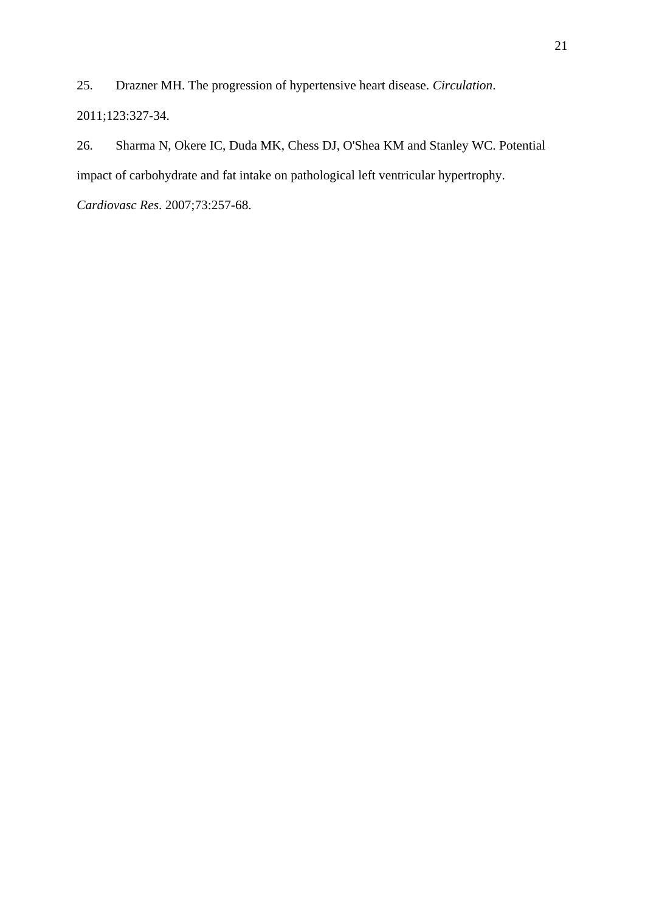25. Drazner MH. The progression of hypertensive heart disease. *Circulation*. 2011;123:327-34.

26. Sharma N, Okere IC, Duda MK, Chess DJ, O'Shea KM and Stanley WC. Potential impact of carbohydrate and fat intake on pathological left ventricular hypertrophy. *Cardiovasc Res*. 2007;73:257-68.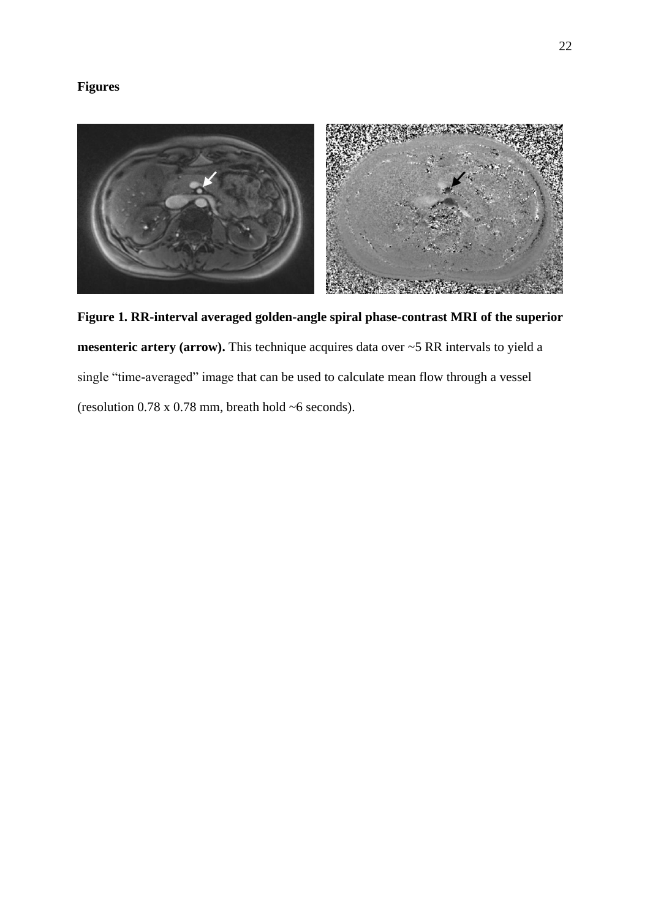**Figures**

**Figure 1. RR-interval averaged golden-angle spiral phase-contrast MRI of the superior mesenteric artery (arrow).** This technique acquires data over ~5 RR intervals to yield a single "time-averaged" image that can be used to calculate mean flow through a vessel (resolution 0.78 x 0.78 mm, breath hold ~6 seconds).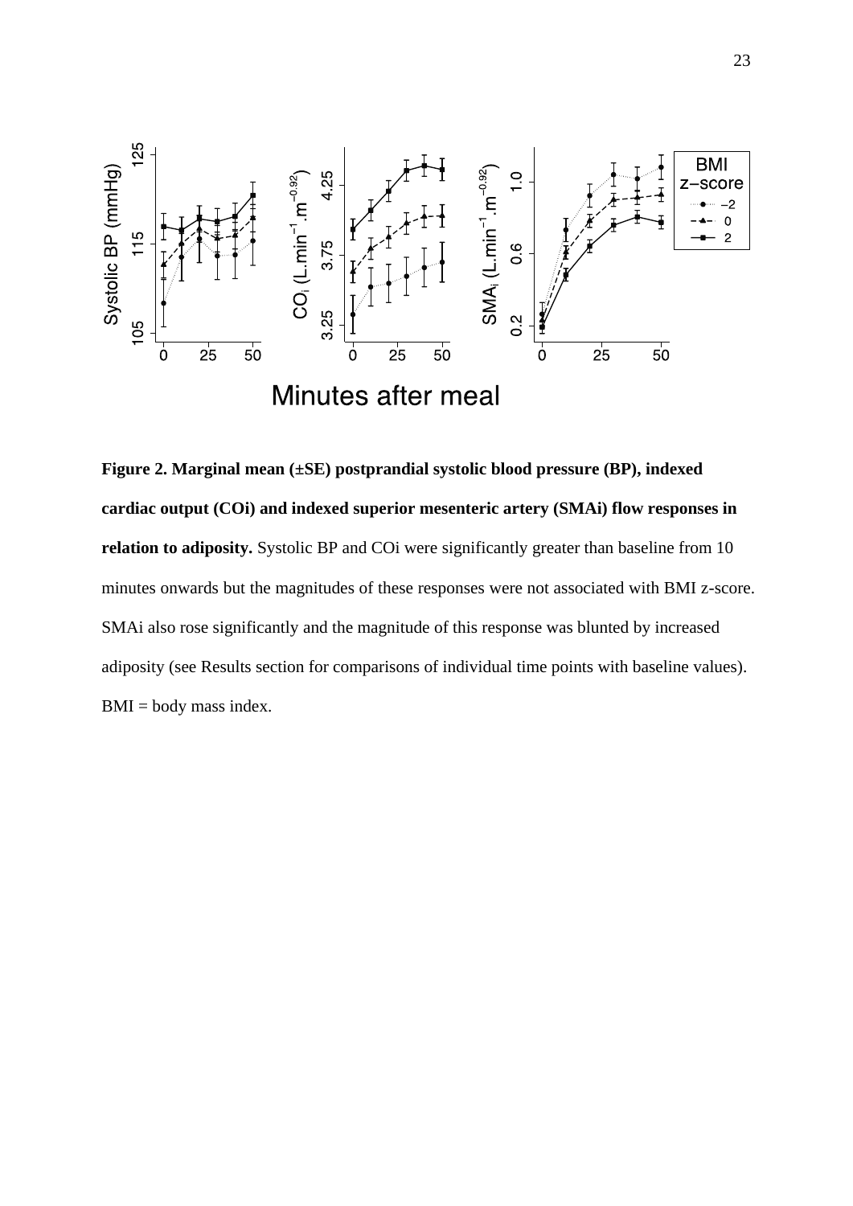**Figure 2. Marginal mean (±SE) postprandial systolic blood pressure (BP), indexed cardiac output (COi) and indexed superior mesenteric artery (SMAi) flow responses in relation to adiposity.** Systolic BP and COi were significantly greater than baseline from 10 minutes onwards but the magnitudes of these responses were not associated with BMI z-score. SMAi also rose significantly and the magnitude of this response was blunted by increased adiposity (see Results section for comparisons of individual time points with baseline values). BMI = body mass index.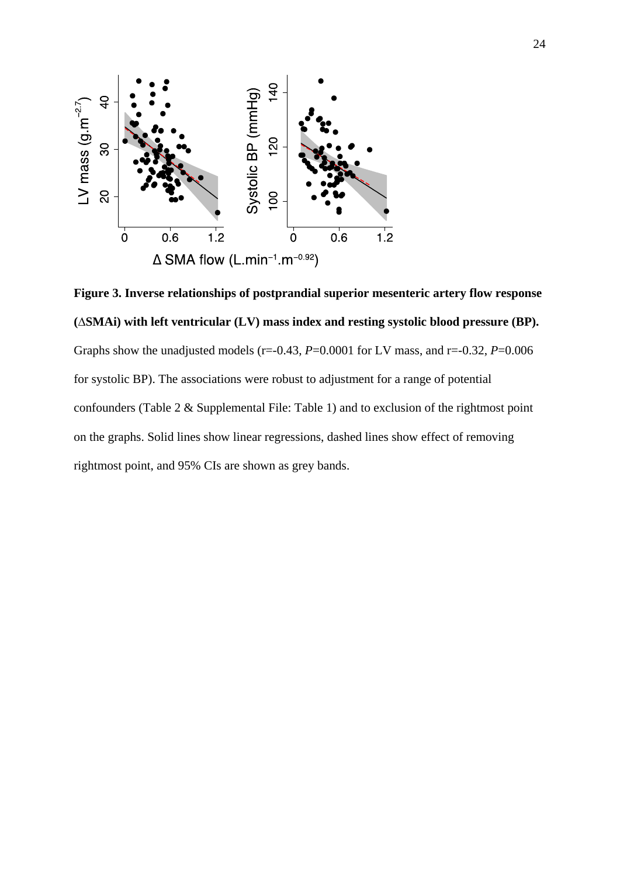**Figure 3. Inverse relationships of postprandial superior mesenteric artery flow response (ΔSMAi) with left ventricular (LV) mass index and resting systolic blood pressure (BP).** Graphs show the unadjusted models (r=-0.43, *P*=0.0001 for LV mass, and r=-0.32, *P*=0.006 for systolic BP). The associations were robust to adjustment for a range of potential confounders (Table 2 & Supplemental File: Table 1) and to exclusion of the rightmost point on the graphs. Solid lines show linear regressions, dashed lines show effect of removing rightmost point, and 95% CIs are shown as grey bands.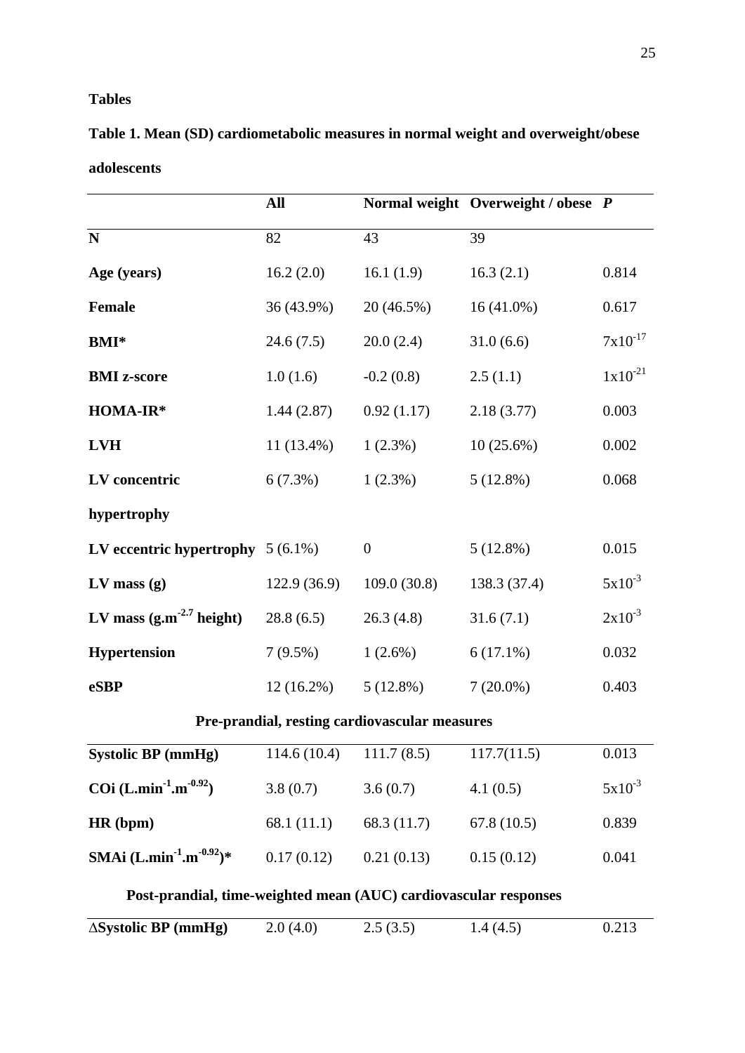# Tables

**Table 1. Mean (SD) cardiometabolic measures in normal weight and overweight/obese adolescents**

| | **All** | **Normal weight** | **Overweight / obese** | ***P*** |
|---|---|---|---|---|
| **N** | 82 | 43 | 39 | |
| **Age (years)** | 16.2 (2.0) | 16.1 (1.9) | 16.3 (2.1) | 0.814 |
| **Female** | 36 (43.9%) | 20 (46.5%) | 16 (41.0%) | 0.617 |
| **BMI*** | 24.6 (7.5) | 20.0 (2.4) | 31.0 (6.6) | $7x10^{-17}$ |
| **BMI z-score** | 1.0 (1.6) | -0.2 (0.8) | 2.5 (1.1) | $1x10^{-21}$ |
| **HOMA-IR*** | 1.44 (2.87) | 0.92 (1.17) | 2.18 (3.77) | 0.003 |
| **LVH** | 11 (13.4%) | 1 (2.3%) | 10 (25.6%) | 0.002 |
| **LV concentric hypertrophy** | 6 (7.3%) | 1 (2.3%) | 5 (12.8%) | 0.068 |
| **LV eccentric hypertrophy** | 5 (6.1%) | 0 | 5 (12.8%) | 0.015 |
| **LV mass (g)** | 122.9 (36.9) | 109.0 (30.8) | 138.3 (37.4) | $5x10^{-3}$ |
| **LV mass (g.m$^{-2.7}$ height)** | 28.8 (6.5) | 26.3 (4.8) | 31.6 (7.1) | $2x10^{-3}$ |
| **Hypertension** | 7 (9.5%) | 1 (2.6%) | 6 (17.1%) | 0.032 |
| **eSBP** | 12 (16.2%) | 5 (12.8%) | 7 (20.0%) | 0.403 |
| **Pre-prandial, resting cardiovascular measures** | | | | |
| **Systolic BP (mmHg)** | 114.6 (10.4) | 111.7 (8.5) | 117.7(11.5) | 0.013 |
| **COi (L.min$^{-1}$.m$^{-0.92}$)** | 3.8 (0.7) | 3.6 (0.7) | 4.1 (0.5) | $5x10^{-3}$ |
| **HR (bpm)** | 68.1 (11.1) | 68.3 (11.7) | 67.8 (10.5) | 0.839 |
| **SMAi (L.min$^{-1}$.m$^{-0.92}$)*** | 0.17 (0.12) | 0.21 (0.13) | 0.15 (0.12) | 0.041 |
| **Post-prandial, time-weighted mean (AUC) cardiovascular responses** | | | | |
| **ΔSystolic BP (mmHg)** | 2.0 (4.0) | 2.5 (3.5) | 1.4 (4.5) | 0.213 |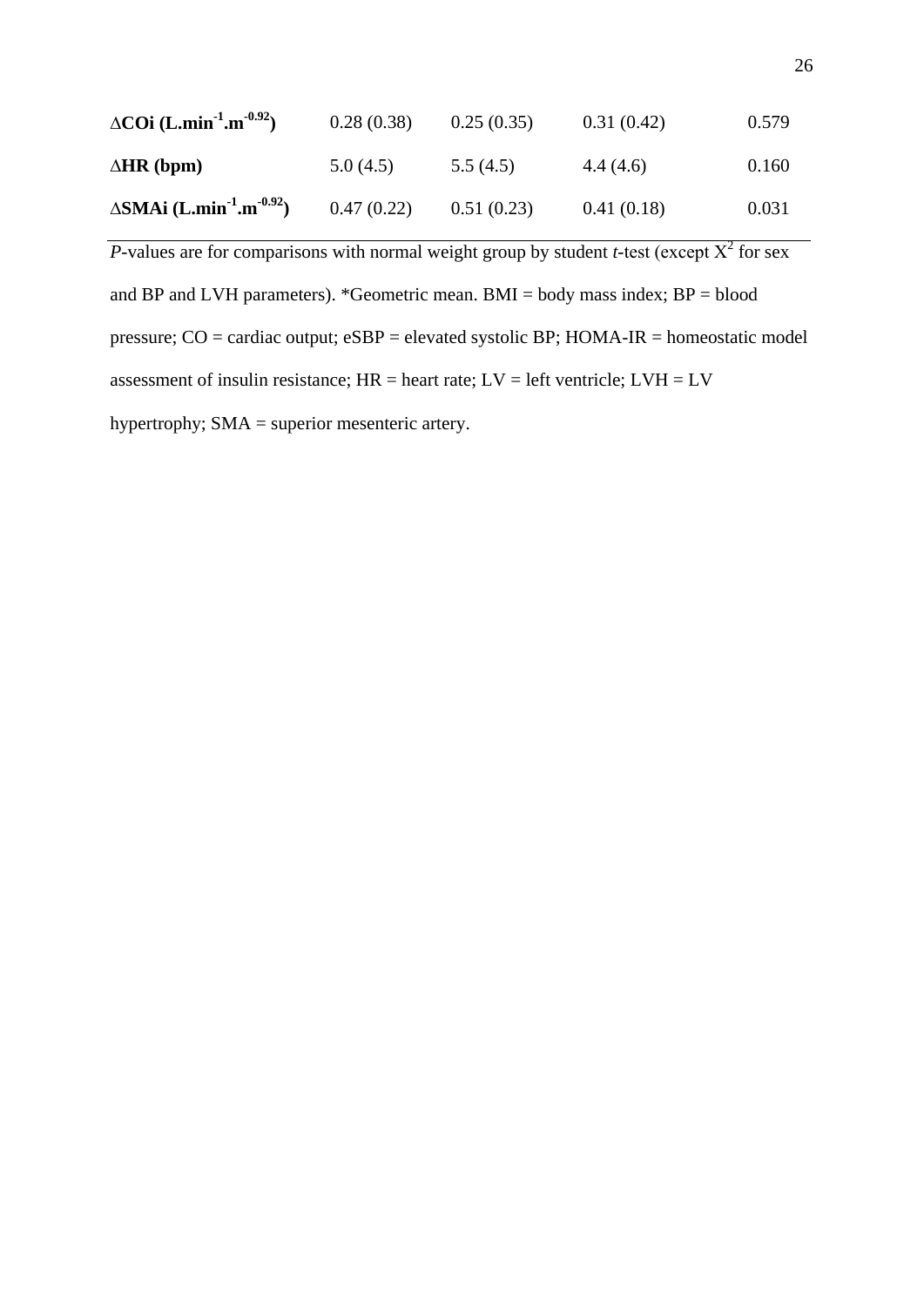| | | | | |
|---|---|---|---|---|
| **ΔCOi (L.min$^{-1}$.m$^{-0.92}$)** | 0.28 (0.38) | 0.25 (0.35) | 0.31 (0.42) | 0.579 |
| **ΔHR (bpm)** | 5.0 (4.5) | 5.5 (4.5) | 4.4 (4.6) | 0.160 |
| **ΔSMAi (L.min$^{-1}$.m$^{-0.92}$)** | 0.47 (0.22) | 0.51 (0.23) | 0.41 (0.18) | 0.031 |

*P*-values are for comparisons with normal weight group by student *t*-test (except $X^2$ for sex and BP and LVH parameters). *Geometric mean. BMI = body mass index; BP = blood pressure; CO = cardiac output; eSBP = elevated systolic BP; HOMA-IR = homeostatic model assessment of insulin resistance; HR = heart rate; LV = left ventricle; LVH = LV hypertrophy; SMA = superior mesenteric artery.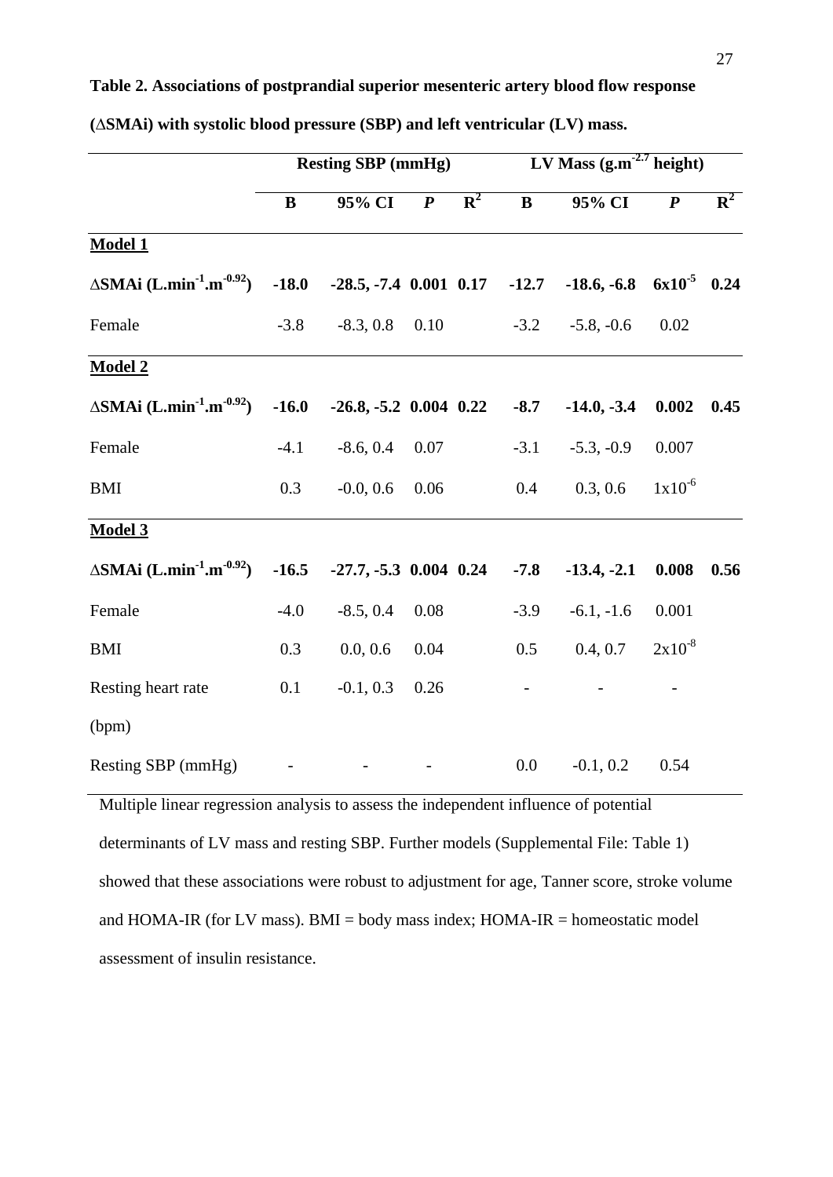**Table 2. Associations of postprandial superior mesenteric artery blood flow response (ΔSMAi) with systolic blood pressure (SBP) and left ventricular (LV) mass.**

| | Resting SBP (mmHg) | | | | LV Mass ($g.m^{-2.7}$ height) | | | |
|---|---|---|---|---|---|---|---|---|
| | **B** | **95% CI** | ***P*** | $R^2$ | **B** | **95% CI** | ***P*** | $R^2$ |
| **Model 1** | | | | | | | | |
| **ΔSMAi ($L.min^{-1}.m^{-0.92}$)** | **-18.0** | **-28.5, -7.4** | **0.001** | **0.17** | **-12.7** | **-18.6, -6.8** | $\mathbf{6x10^{-5}}$ | **0.24** |
| Female | -3.8 | -8.3, 0.8 | 0.10 | | -3.2 | -5.8, -0.6 | 0.02 | |
| **Model 2** | | | | | | | | |
| **ΔSMAi ($L.min^{-1}.m^{-0.92}$)** | **-16.0** | **-26.8, -5.2** | **0.004** | **0.22** | **-8.7** | **-14.0, -3.4** | **0.002** | **0.45** |
| Female | -4.1 | -8.6, 0.4 | 0.07 | | -3.1 | -5.3, -0.9 | 0.007 | |
| BMI | 0.3 | -0.0, 0.6 | 0.06 | | 0.4 | 0.3, 0.6 | $1x10^{-6}$ | |
| **Model 3** | | | | | | | | |
| **ΔSMAi ($L.min^{-1}.m^{-0.92}$)** | **-16.5** | **-27.7, -5.3** | **0.004** | **0.24** | **-7.8** | **-13.4, -2.1** | **0.008** | **0.56** |
| Female | -4.0 | -8.5, 0.4 | 0.08 | | -3.9 | -6.1, -1.6 | 0.001 | |
| BMI | 0.3 | 0.0, 0.6 | 0.04 | | 0.5 | 0.4, 0.7 | $2x10^{-8}$ | |
| Resting heart rate (bpm) | 0.1 | -0.1, 0.3 | 0.26 | | - | - | - | |
| Resting SBP (mmHg) | - | - | - | | 0.0 | -0.1, 0.2 | 0.54 | |

Multiple linear regression analysis to assess the independent influence of potential determinants of LV mass and resting SBP. Further models (Supplemental File: Table 1) showed that these associations were robust to adjustment for age, Tanner score, stroke volume and HOMA-IR (for LV mass). BMI = body mass index; HOMA-IR = homeostatic model assessment of insulin resistance.